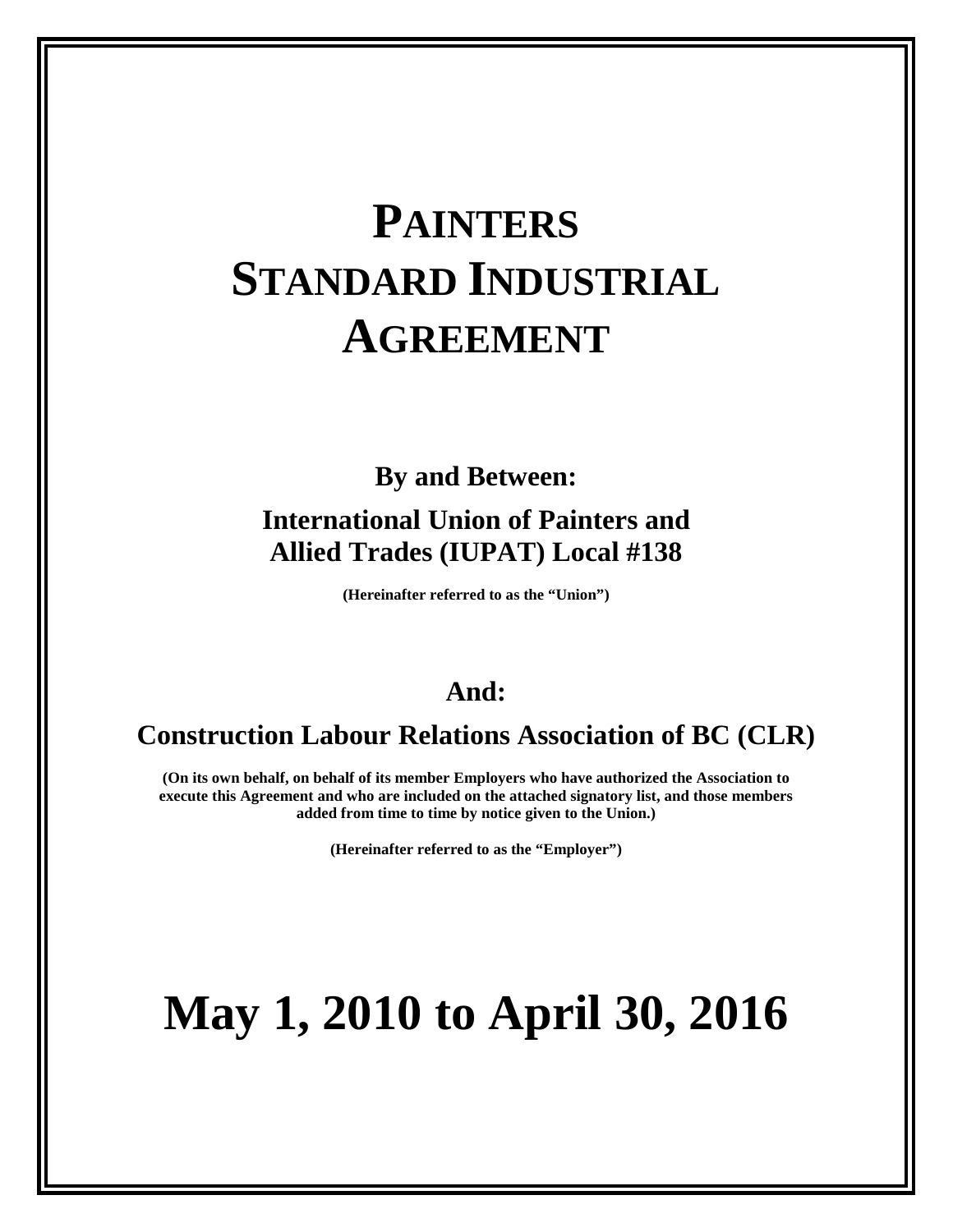# PAINTERS STANDARD INDUSTRIAL AGREEMENT

**By and Between:**

**International Union of Painters and Allied Trades (IUPAT) Local #138**

**(Hereinafter referred to as the "Union")**

**And:**

**Construction Labour Relations Association of BC (CLR)**

**(On its own behalf, on behalf of its member Employers who have authorized the Association to execute this Agreement and who are included on the attached signatory list, and those members added from time to time by notice given to the Union.)**

**(Hereinafter referred to as the "Employer")**

# May 1, 2010 to April 30, 2016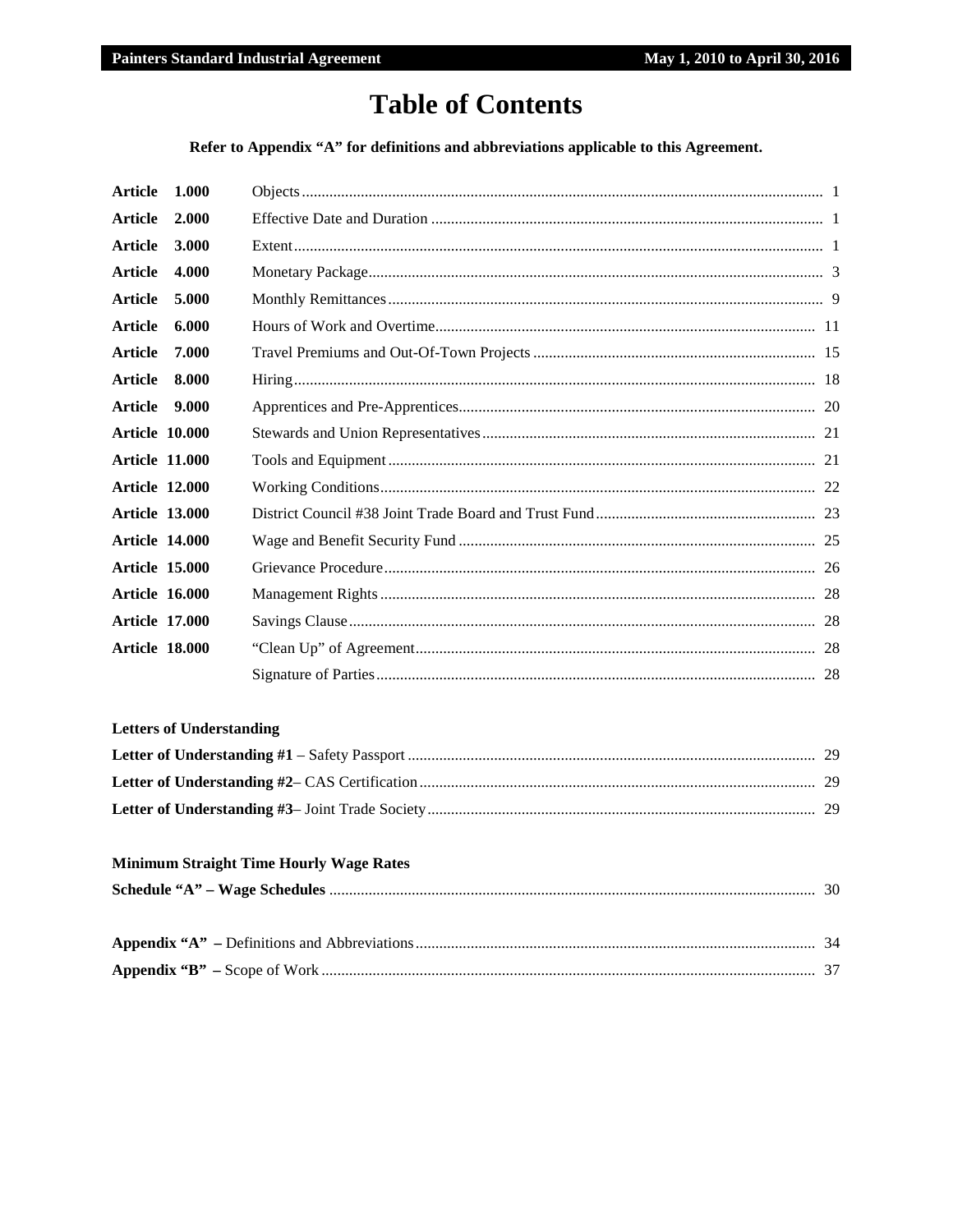# Table of Contents

**Refer to Appendix "A" for definitions and abbreviations applicable to this Agreement.**

| | | |
|---|---|---|
| **Article 1.000** | Objects | 1 |
| **Article 2.000** | Effective Date and Duration | 1 |
| **Article 3.000** | Extent | 1 |
| **Article 4.000** | Monetary Package | 3 |
| **Article 5.000** | Monthly Remittances | 9 |
| **Article 6.000** | Hours of Work and Overtime | 11 |
| **Article 7.000** | Travel Premiums and Out-Of-Town Projects | 15 |
| **Article 8.000** | Hiring | 18 |
| **Article 9.000** | Apprentices and Pre-Apprentices | 20 |
| **Article 10.000** | Stewards and Union Representatives | 21 |
| **Article 11.000** | Tools and Equipment | 21 |
| **Article 12.000** | Working Conditions | 22 |
| **Article 13.000** | District Council #38 Joint Trade Board and Trust Fund | 23 |
| **Article 14.000** | Wage and Benefit Security Fund | 25 |
| **Article 15.000** | Grievance Procedure | 26 |
| **Article 16.000** | Management Rights | 28 |
| **Article 17.000** | Savings Clause | 28 |
| **Article 18.000** | "Clean Up" of Agreement | 28 |
| | Signature of Parties | 28 |

**Letters of Understanding**

| | |
|---|---|
| **Letter of Understanding #1** – Safety Passport | 29 |
| **Letter of Understanding #2**– CAS Certification | 29 |
| **Letter of Understanding #3**– Joint Trade Society | 29 |

**Minimum Straight Time Hourly Wage Rates**

| | |
|---|---|
| **Schedule "A" – Wage Schedules** | 30 |

| | |
|---|---|
| **Appendix "A"** – Definitions and Abbreviations | 34 |
| **Appendix "B"** – Scope of Work | 37 |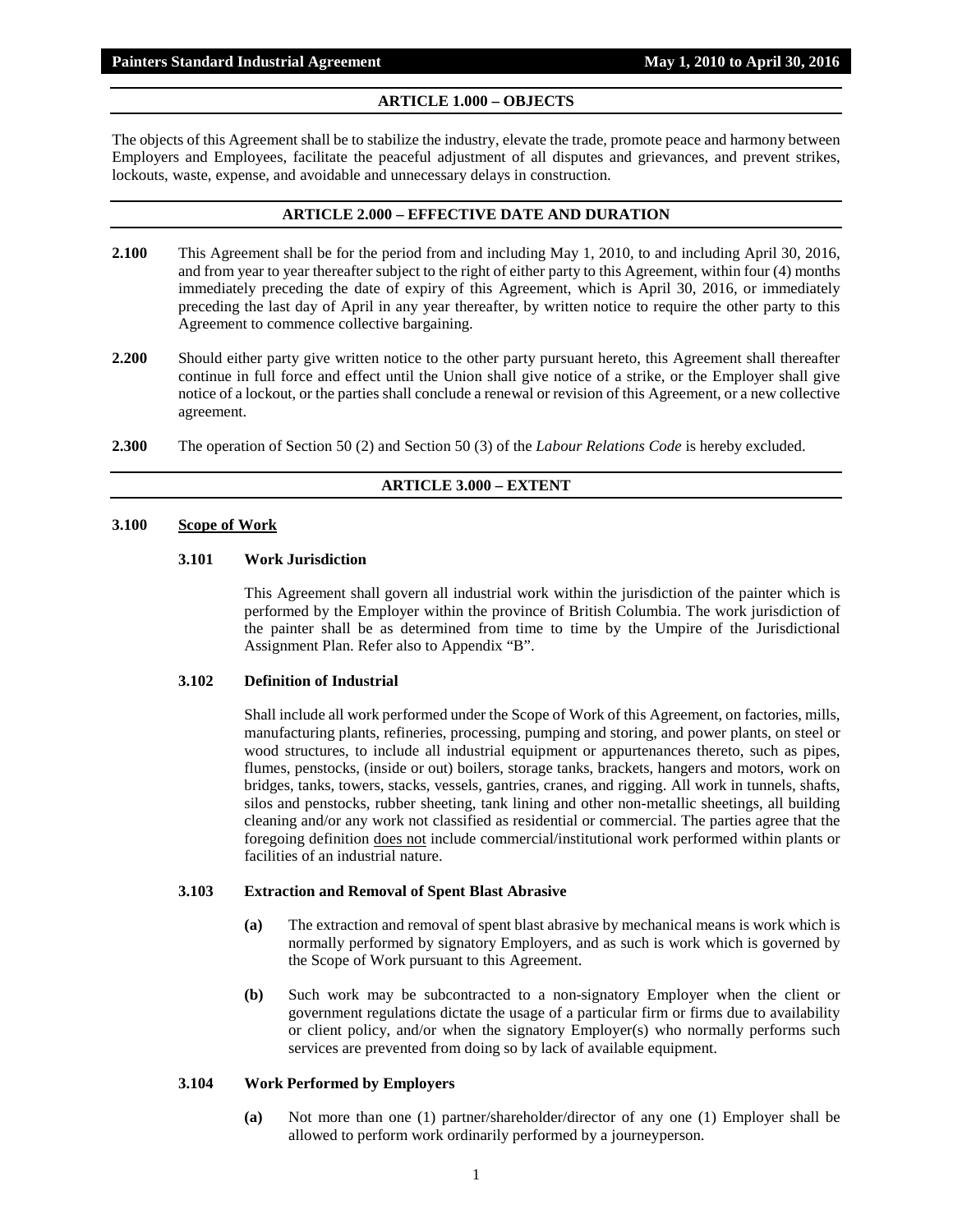## ARTICLE 1.000 – OBJECTS

The objects of this Agreement shall be to stabilize the industry, elevate the trade, promote peace and harmony between Employers and Employees, facilitate the peaceful adjustment of all disputes and grievances, and prevent strikes, lockouts, waste, expense, and avoidable and unnecessary delays in construction.

## ARTICLE 2.000 – EFFECTIVE DATE AND DURATION

**2.100** This Agreement shall be for the period from and including May 1, 2010, to and including April 30, 2016, and from year to year thereafter subject to the right of either party to this Agreement, within four (4) months immediately preceding the date of expiry of this Agreement, which is April 30, 2016, or immediately preceding the last day of April in any year thereafter, by written notice to require the other party to this Agreement to commence collective bargaining.

**2.200** Should either party give written notice to the other party pursuant hereto, this Agreement shall thereafter continue in full force and effect until the Union shall give notice of a strike, or the Employer shall give notice of a lockout, or the parties shall conclude a renewal or revision of this Agreement, or a new collective agreement.

**2.300** The operation of Section 50 (2) and Section 50 (3) of the *Labour Relations Code* is hereby excluded.

## ARTICLE 3.000 – EXTENT

**3.100 Scope of Work**

**3.101 Work Jurisdiction**

This Agreement shall govern all industrial work within the jurisdiction of the painter which is performed by the Employer within the province of British Columbia. The work jurisdiction of the painter shall be as determined from time to time by the Umpire of the Jurisdictional Assignment Plan. Refer also to Appendix "B".

**3.102 Definition of Industrial**

Shall include all work performed under the Scope of Work of this Agreement, on factories, mills, manufacturing plants, refineries, processing, pumping and storing, and power plants, on steel or wood structures, to include all industrial equipment or appurtenances thereto, such as pipes, flumes, penstocks, (inside or out) boilers, storage tanks, brackets, hangers and motors, work on bridges, tanks, towers, stacks, vessels, gantries, cranes, and rigging. All work in tunnels, shafts, silos and penstocks, rubber sheeting, tank lining and other non-metallic sheetings, all building cleaning and/or any work not classified as residential or commercial. The parties agree that the foregoing definition does not include commercial/institutional work performed within plants or facilities of an industrial nature.

**3.103 Extraction and Removal of Spent Blast Abrasive**

**(a)** The extraction and removal of spent blast abrasive by mechanical means is work which is normally performed by signatory Employers, and as such is work which is governed by the Scope of Work pursuant to this Agreement.

**(b)** Such work may be subcontracted to a non-signatory Employer when the client or government regulations dictate the usage of a particular firm or firms due to availability or client policy, and/or when the signatory Employer(s) who normally performs such services are prevented from doing so by lack of available equipment.

**3.104 Work Performed by Employers**

**(a)** Not more than one (1) partner/shareholder/director of any one (1) Employer shall be allowed to perform work ordinarily performed by a journeyperson.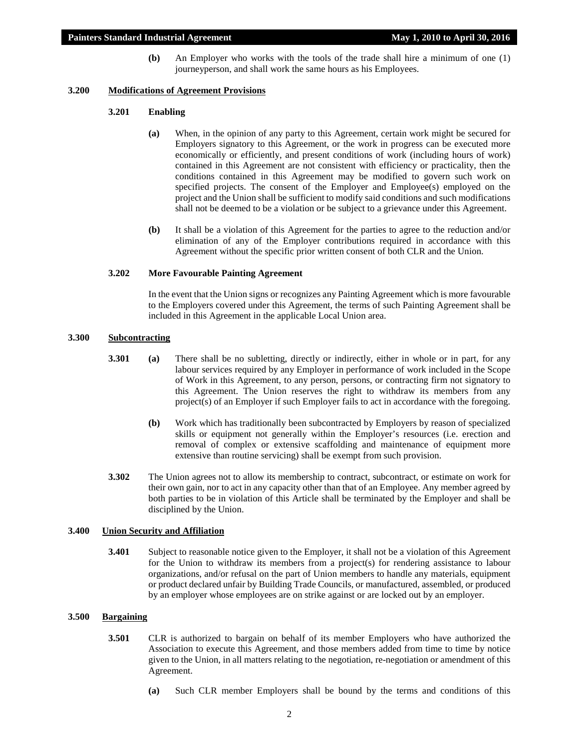**(b)** An Employer who works with the tools of the trade shall hire a minimum of one (1) journeyperson, and shall work the same hours as his Employees.

## 3.200 Modifications of Agreement Provisions

### 3.201 Enabling

**(a)** When, in the opinion of any party to this Agreement, certain work might be secured for Employers signatory to this Agreement, or the work in progress can be executed more economically or efficiently, and present conditions of work (including hours of work) contained in this Agreement are not consistent with efficiency or practicality, then the conditions contained in this Agreement may be modified to govern such work on specified projects. The consent of the Employer and Employee(s) employed on the project and the Union shall be sufficient to modify said conditions and such modifications shall not be deemed to be a violation or be subject to a grievance under this Agreement.

**(b)** It shall be a violation of this Agreement for the parties to agree to the reduction and/or elimination of any of the Employer contributions required in accordance with this Agreement without the specific prior written consent of both CLR and the Union.

### 3.202 More Favourable Painting Agreement

In the event that the Union signs or recognizes any Painting Agreement which is more favourable to the Employers covered under this Agreement, the terms of such Painting Agreement shall be included in this Agreement in the applicable Local Union area.

## 3.300 Subcontracting

**3.301** **(a)** There shall be no subletting, directly or indirectly, either in whole or in part, for any labour services required by any Employer in performance of work included in the Scope of Work in this Agreement, to any person, persons, or contracting firm not signatory to this Agreement. The Union reserves the right to withdraw its members from any project(s) of an Employer if such Employer fails to act in accordance with the foregoing.

**(b)** Work which has traditionally been subcontracted by Employers by reason of specialized skills or equipment not generally within the Employer's resources (i.e. erection and removal of complex or extensive scaffolding and maintenance of equipment more extensive than routine servicing) shall be exempt from such provision.

**3.302** The Union agrees not to allow its membership to contract, subcontract, or estimate on work for their own gain, nor to act in any capacity other than that of an Employee. Any member agreed by both parties to be in violation of this Article shall be terminated by the Employer and shall be disciplined by the Union.

## 3.400 Union Security and Affiliation

**3.401** Subject to reasonable notice given to the Employer, it shall not be a violation of this Agreement for the Union to withdraw its members from a project(s) for rendering assistance to labour organizations, and/or refusal on the part of Union members to handle any materials, equipment or product declared unfair by Building Trade Councils, or manufactured, assembled, or produced by an employer whose employees are on strike against or are locked out by an employer.

## 3.500 Bargaining

**3.501** CLR is authorized to bargain on behalf of its member Employers who have authorized the Association to execute this Agreement, and those members added from time to time by notice given to the Union, in all matters relating to the negotiation, re-negotiation or amendment of this Agreement.

**(a)** Such CLR member Employers shall be bound by the terms and conditions of this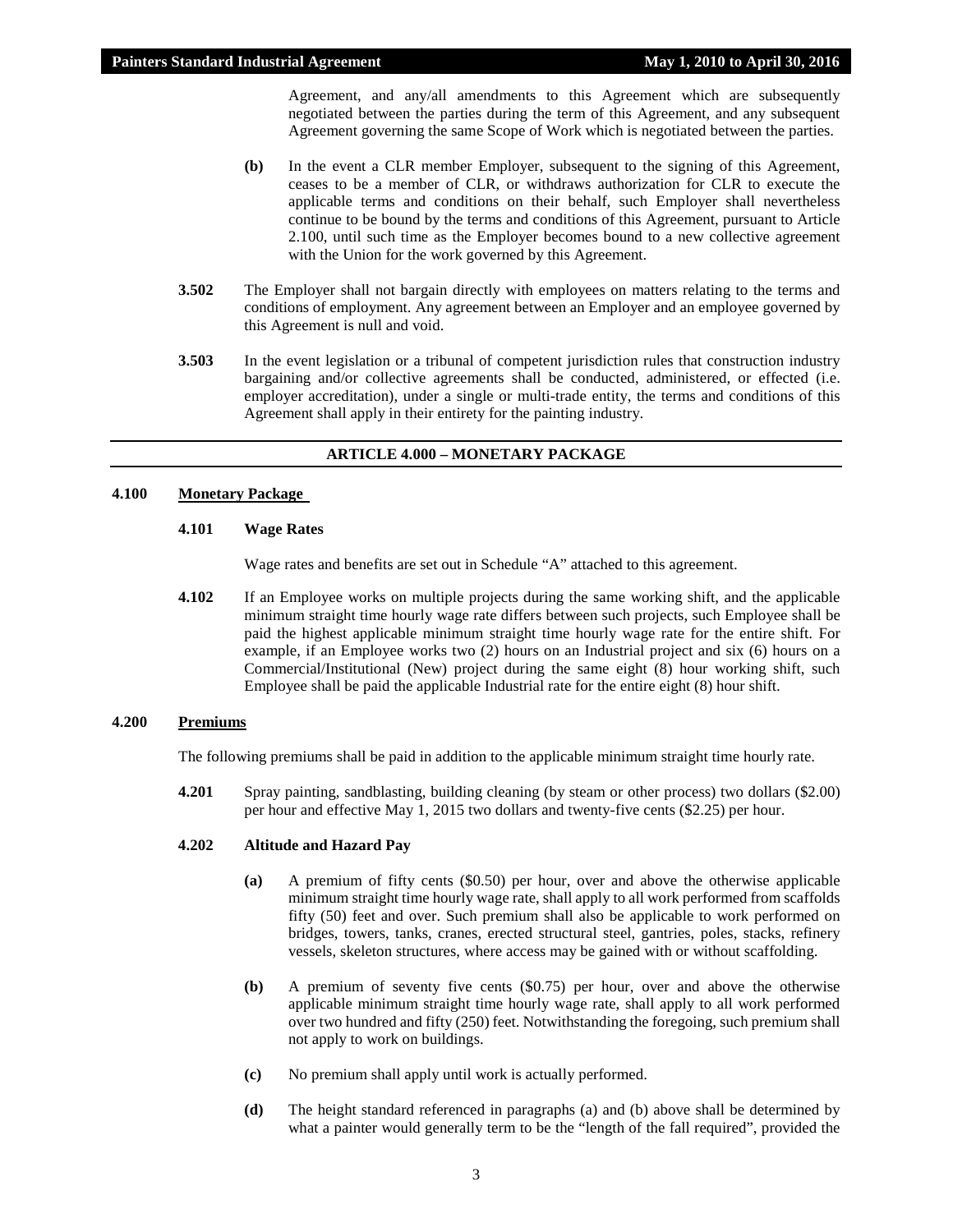Agreement, and any/all amendments to this Agreement which are subsequently negotiated between the parties during the term of this Agreement, and any subsequent Agreement governing the same Scope of Work which is negotiated between the parties.

**(b)** In the event a CLR member Employer, subsequent to the signing of this Agreement, ceases to be a member of CLR, or withdraws authorization for CLR to execute the applicable terms and conditions on their behalf, such Employer shall nevertheless continue to be bound by the terms and conditions of this Agreement, pursuant to Article 2.100, until such time as the Employer becomes bound to a new collective agreement with the Union for the work governed by this Agreement.

**3.502** The Employer shall not bargain directly with employees on matters relating to the terms and conditions of employment. Any agreement between an Employer and an employee governed by this Agreement is null and void.

**3.503** In the event legislation or a tribunal of competent jurisdiction rules that construction industry bargaining and/or collective agreements shall be conducted, administered, or effected (i.e. employer accreditation), under a single or multi-trade entity, the terms and conditions of this Agreement shall apply in their entirety for the painting industry.

## ARTICLE 4.000 – MONETARY PACKAGE

### 4.100 Monetary Package

**4.101 Wage Rates**

Wage rates and benefits are set out in Schedule "A" attached to this agreement.

**4.102** If an Employee works on multiple projects during the same working shift, and the applicable minimum straight time hourly wage rate differs between such projects, such Employee shall be paid the highest applicable minimum straight time hourly wage rate for the entire shift. For example, if an Employee works two (2) hours on an Industrial project and six (6) hours on a Commercial/Institutional (New) project during the same eight (8) hour working shift, such Employee shall be paid the applicable Industrial rate for the entire eight (8) hour shift.

### 4.200 Premiums

The following premiums shall be paid in addition to the applicable minimum straight time hourly rate.

**4.201** Spray painting, sandblasting, building cleaning (by steam or other process) two dollars ($2.00) per hour and effective May 1, 2015 two dollars and twenty-five cents ($2.25) per hour.

**4.202 Altitude and Hazard Pay**

**(a)** A premium of fifty cents ($0.50) per hour, over and above the otherwise applicable minimum straight time hourly wage rate, shall apply to all work performed from scaffolds fifty (50) feet and over. Such premium shall also be applicable to work performed on bridges, towers, tanks, cranes, erected structural steel, gantries, poles, stacks, refinery vessels, skeleton structures, where access may be gained with or without scaffolding.

**(b)** A premium of seventy five cents ($0.75) per hour, over and above the otherwise applicable minimum straight time hourly wage rate, shall apply to all work performed over two hundred and fifty (250) feet. Notwithstanding the foregoing, such premium shall not apply to work on buildings.

**(c)** No premium shall apply until work is actually performed.

**(d)** The height standard referenced in paragraphs (a) and (b) above shall be determined by what a painter would generally term to be the "length of the fall required", provided the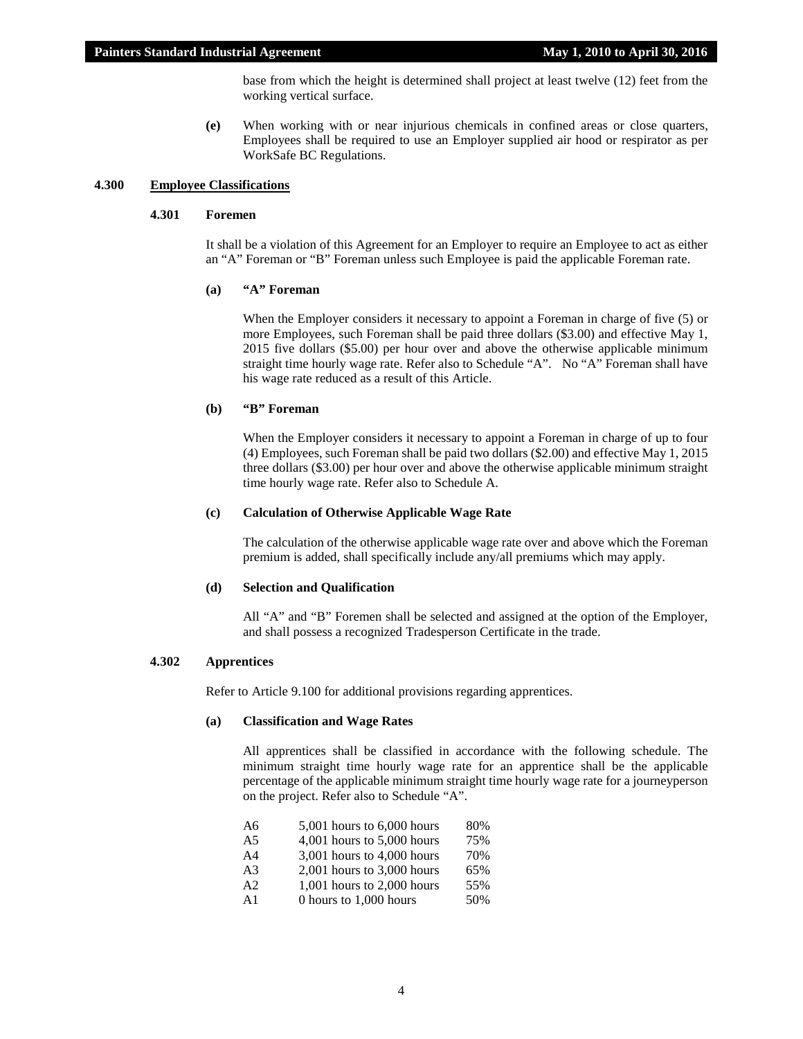base from which the height is determined shall project at least twelve (12) feet from the working vertical surface.

**(e)** When working with or near injurious chemicals in confined areas or close quarters, Employees shall be required to use an Employer supplied air hood or respirator as per WorkSafe BC Regulations.

## 4.300 Employee Classifications

### 4.301 Foremen

It shall be a violation of this Agreement for an Employer to require an Employee to act as either an "A" Foreman or "B" Foreman unless such Employee is paid the applicable Foreman rate.

**(a) "A" Foreman**

When the Employer considers it necessary to appoint a Foreman in charge of five (5) or more Employees, such Foreman shall be paid three dollars ($3.00) and effective May 1, 2015 five dollars ($5.00) per hour over and above the otherwise applicable minimum straight time hourly wage rate. Refer also to Schedule "A". No "A" Foreman shall have his wage rate reduced as a result of this Article.

**(b) "B" Foreman**

When the Employer considers it necessary to appoint a Foreman in charge of up to four (4) Employees, such Foreman shall be paid two dollars ($2.00) and effective May 1, 2015 three dollars ($3.00) per hour over and above the otherwise applicable minimum straight time hourly wage rate. Refer also to Schedule A.

**(c) Calculation of Otherwise Applicable Wage Rate**

The calculation of the otherwise applicable wage rate over and above which the Foreman premium is added, shall specifically include any/all premiums which may apply.

**(d) Selection and Qualification**

All "A" and "B" Foremen shall be selected and assigned at the option of the Employer, and shall possess a recognized Tradesperson Certificate in the trade.

### 4.302 Apprentices

Refer to Article 9.100 for additional provisions regarding apprentices.

**(a) Classification and Wage Rates**

All apprentices shall be classified in accordance with the following schedule. The minimum straight time hourly wage rate for an apprentice shall be the applicable percentage of the applicable minimum straight time hourly wage rate for a journeyperson on the project. Refer also to Schedule "A".

| | | |
|---|---|---|
| A6 | 5,001 hours to 6,000 hours | 80% |
| A5 | 4,001 hours to 5,000 hours | 75% |
| A4 | 3,001 hours to 4,000 hours | 70% |
| A3 | 2,001 hours to 3,000 hours | 65% |
| A2 | 1,001 hours to 2,000 hours | 55% |
| A1 | 0 hours to 1,000 hours | 50% |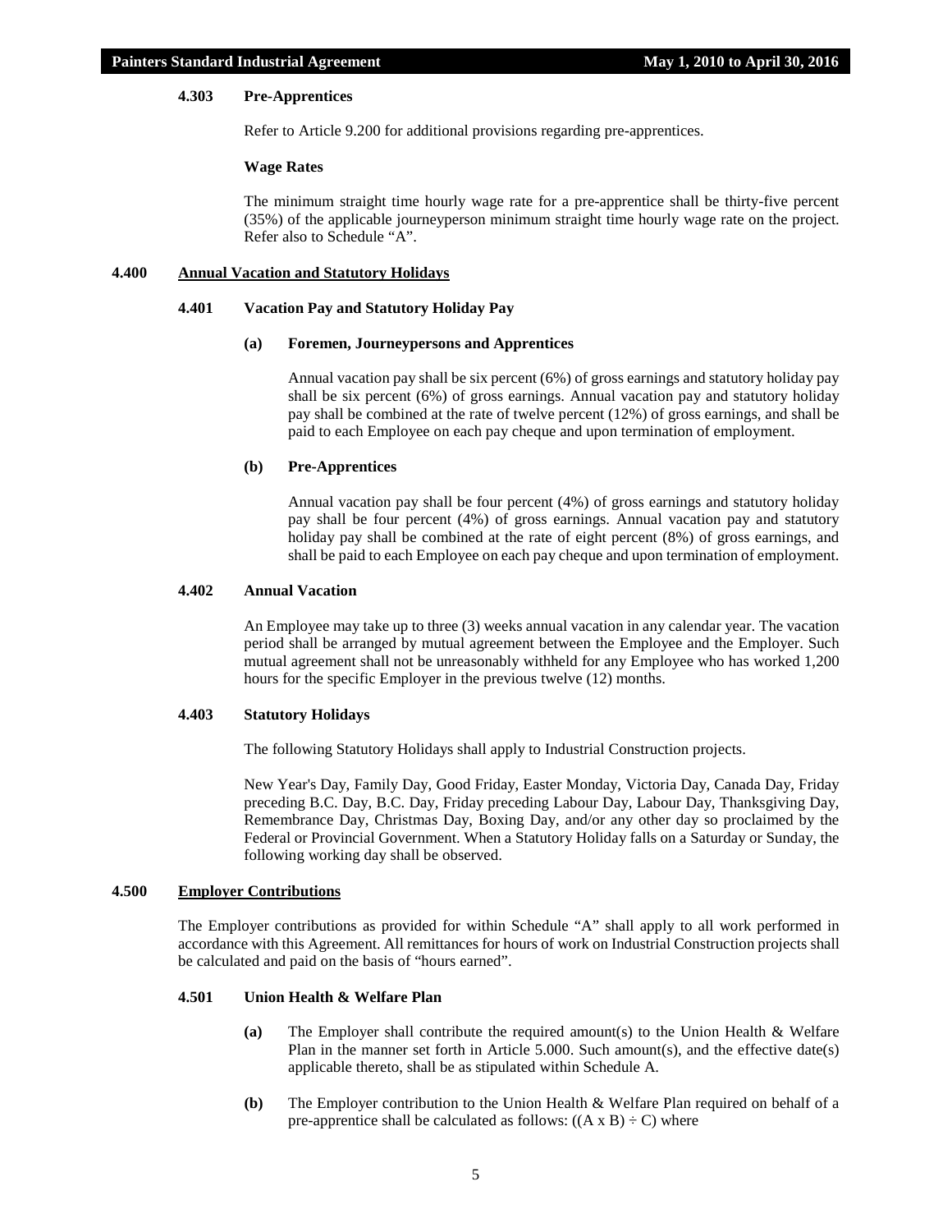#### 4.303 Pre-Apprentices

Refer to Article 9.200 for additional provisions regarding pre-apprentices.

**Wage Rates**

The minimum straight time hourly wage rate for a pre-apprentice shall be thirty-five percent (35%) of the applicable journeyperson minimum straight time hourly wage rate on the project. Refer also to Schedule "A".

### 4.400 Annual Vacation and Statutory Holidays

#### 4.401 Vacation Pay and Statutory Holiday Pay

**(a) Foremen, Journeypersons and Apprentices**

Annual vacation pay shall be six percent (6%) of gross earnings and statutory holiday pay shall be six percent (6%) of gross earnings. Annual vacation pay and statutory holiday pay shall be combined at the rate of twelve percent (12%) of gross earnings, and shall be paid to each Employee on each pay cheque and upon termination of employment.

**(b) Pre-Apprentices**

Annual vacation pay shall be four percent (4%) of gross earnings and statutory holiday pay shall be four percent (4%) of gross earnings. Annual vacation pay and statutory holiday pay shall be combined at the rate of eight percent (8%) of gross earnings, and shall be paid to each Employee on each pay cheque and upon termination of employment.

#### 4.402 Annual Vacation

An Employee may take up to three (3) weeks annual vacation in any calendar year. The vacation period shall be arranged by mutual agreement between the Employee and the Employer. Such mutual agreement shall not be unreasonably withheld for any Employee who has worked 1,200 hours for the specific Employer in the previous twelve (12) months.

#### 4.403 Statutory Holidays

The following Statutory Holidays shall apply to Industrial Construction projects.

New Year's Day, Family Day, Good Friday, Easter Monday, Victoria Day, Canada Day, Friday preceding B.C. Day, B.C. Day, Friday preceding Labour Day, Labour Day, Thanksgiving Day, Remembrance Day, Christmas Day, Boxing Day, and/or any other day so proclaimed by the Federal or Provincial Government. When a Statutory Holiday falls on a Saturday or Sunday, the following working day shall be observed.

### 4.500 Employer Contributions

The Employer contributions as provided for within Schedule "A" shall apply to all work performed in accordance with this Agreement. All remittances for hours of work on Industrial Construction projects shall be calculated and paid on the basis of "hours earned".

#### 4.501 Union Health & Welfare Plan

**(a)** The Employer shall contribute the required amount(s) to the Union Health & Welfare Plan in the manner set forth in Article 5.000. Such amount(s), and the effective date(s) applicable thereto, shall be as stipulated within Schedule A.

**(b)** The Employer contribution to the Union Health & Welfare Plan required on behalf of a pre-apprentice shall be calculated as follows: $((A \times B) \div C)$ where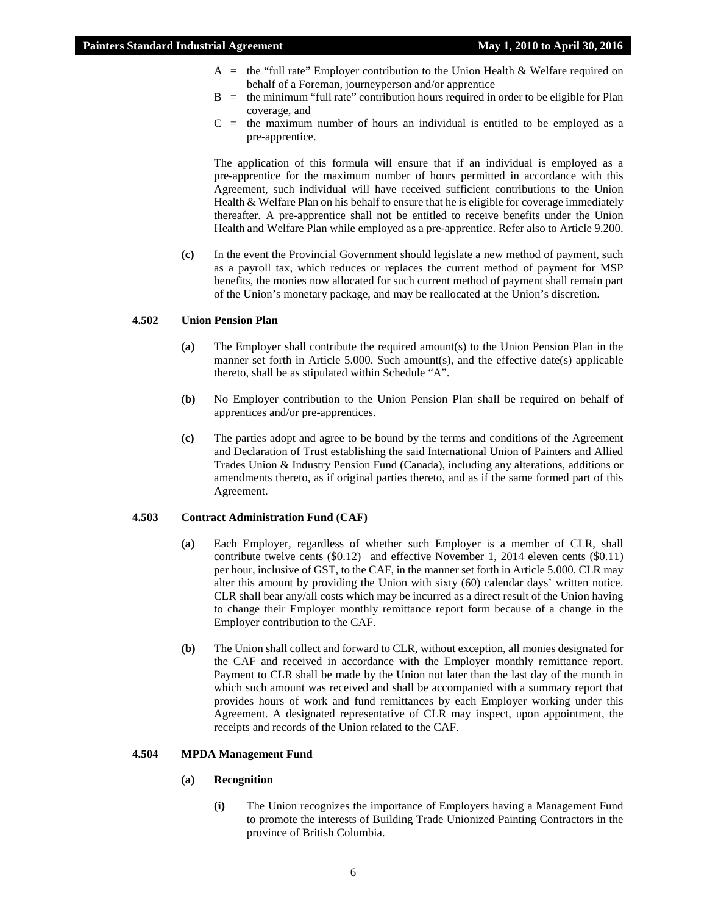A = the "full rate" Employer contribution to the Union Health & Welfare required on behalf of a Foreman, journeyperson and/or apprentice

B = the minimum "full rate" contribution hours required in order to be eligible for Plan coverage, and

C = the maximum number of hours an individual is entitled to be employed as a pre-apprentice.

The application of this formula will ensure that if an individual is employed as a pre-apprentice for the maximum number of hours permitted in accordance with this Agreement, such individual will have received sufficient contributions to the Union Health & Welfare Plan on his behalf to ensure that he is eligible for coverage immediately thereafter. A pre-apprentice shall not be entitled to receive benefits under the Union Health and Welfare Plan while employed as a pre-apprentice. Refer also to Article 9.200.

**(c)** In the event the Provincial Government should legislate a new method of payment, such as a payroll tax, which reduces or replaces the current method of payment for MSP benefits, the monies now allocated for such current method of payment shall remain part of the Union's monetary package, and may be reallocated at the Union's discretion.

### 4.502 Union Pension Plan

**(a)** The Employer shall contribute the required amount(s) to the Union Pension Plan in the manner set forth in Article 5.000. Such amount(s), and the effective date(s) applicable thereto, shall be as stipulated within Schedule "A".

**(b)** No Employer contribution to the Union Pension Plan shall be required on behalf of apprentices and/or pre-apprentices.

**(c)** The parties adopt and agree to be bound by the terms and conditions of the Agreement and Declaration of Trust establishing the said International Union of Painters and Allied Trades Union & Industry Pension Fund (Canada), including any alterations, additions or amendments thereto, as if original parties thereto, and as if the same formed part of this Agreement.

### 4.503 Contract Administration Fund (CAF)

**(a)** Each Employer, regardless of whether such Employer is a member of CLR, shall contribute twelve cents ($0.12) and effective November 1, 2014 eleven cents ($0.11) per hour, inclusive of GST, to the CAF, in the manner set forth in Article 5.000. CLR may alter this amount by providing the Union with sixty (60) calendar days' written notice. CLR shall bear any/all costs which may be incurred as a direct result of the Union having to change their Employer monthly remittance report form because of a change in the Employer contribution to the CAF.

**(b)** The Union shall collect and forward to CLR, without exception, all monies designated for the CAF and received in accordance with the Employer monthly remittance report. Payment to CLR shall be made by the Union not later than the last day of the month in which such amount was received and shall be accompanied with a summary report that provides hours of work and fund remittances by each Employer working under this Agreement. A designated representative of CLR may inspect, upon appointment, the receipts and records of the Union related to the CAF.

### 4.504 MPDA Management Fund

**(a) Recognition**

**(i)** The Union recognizes the importance of Employers having a Management Fund to promote the interests of Building Trade Unionized Painting Contractors in the province of British Columbia.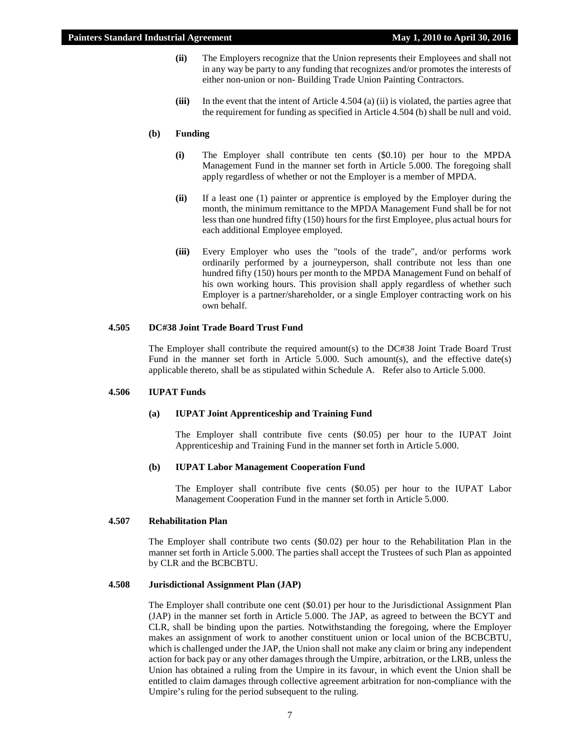**(ii)** The Employers recognize that the Union represents their Employees and shall not in any way be party to any funding that recognizes and/or promotes the interests of either non-union or non- Building Trade Union Painting Contractors.

**(iii)** In the event that the intent of Article 4.504 (a) (ii) is violated, the parties agree that the requirement for funding as specified in Article 4.504 (b) shall be null and void.

**(b) Funding**

**(i)** The Employer shall contribute ten cents ($0.10) per hour to the MPDA Management Fund in the manner set forth in Article 5.000. The foregoing shall apply regardless of whether or not the Employer is a member of MPDA.

**(ii)** If a least one (1) painter or apprentice is employed by the Employer during the month, the minimum remittance to the MPDA Management Fund shall be for not less than one hundred fifty (150) hours for the first Employee, plus actual hours for each additional Employee employed.

**(iii)** Every Employer who uses the "tools of the trade", and/or performs work ordinarily performed by a journeyperson, shall contribute not less than one hundred fifty (150) hours per month to the MPDA Management Fund on behalf of his own working hours. This provision shall apply regardless of whether such Employer is a partner/shareholder, or a single Employer contracting work on his own behalf.

**4.505 DC#38 Joint Trade Board Trust Fund**

The Employer shall contribute the required amount(s) to the DC#38 Joint Trade Board Trust Fund in the manner set forth in Article 5.000. Such amount(s), and the effective date(s) applicable thereto, shall be as stipulated within Schedule A. Refer also to Article 5.000.

**4.506 IUPAT Funds**

**(a) IUPAT Joint Apprenticeship and Training Fund**

The Employer shall contribute five cents ($0.05) per hour to the IUPAT Joint Apprenticeship and Training Fund in the manner set forth in Article 5.000.

**(b) IUPAT Labor Management Cooperation Fund**

The Employer shall contribute five cents ($0.05) per hour to the IUPAT Labor Management Cooperation Fund in the manner set forth in Article 5.000.

**4.507 Rehabilitation Plan**

The Employer shall contribute two cents ($0.02) per hour to the Rehabilitation Plan in the manner set forth in Article 5.000. The parties shall accept the Trustees of such Plan as appointed by CLR and the BCBCBTU.

**4.508 Jurisdictional Assignment Plan (JAP)**

The Employer shall contribute one cent ($0.01) per hour to the Jurisdictional Assignment Plan (JAP) in the manner set forth in Article 5.000. The JAP, as agreed to between the BCYT and CLR, shall be binding upon the parties. Notwithstanding the foregoing, where the Employer makes an assignment of work to another constituent union or local union of the BCBCBTU, which is challenged under the JAP, the Union shall not make any claim or bring any independent action for back pay or any other damages through the Umpire, arbitration, or the LRB, unless the Union has obtained a ruling from the Umpire in its favour, in which event the Union shall be entitled to claim damages through collective agreement arbitration for non-compliance with the Umpire's ruling for the period subsequent to the ruling.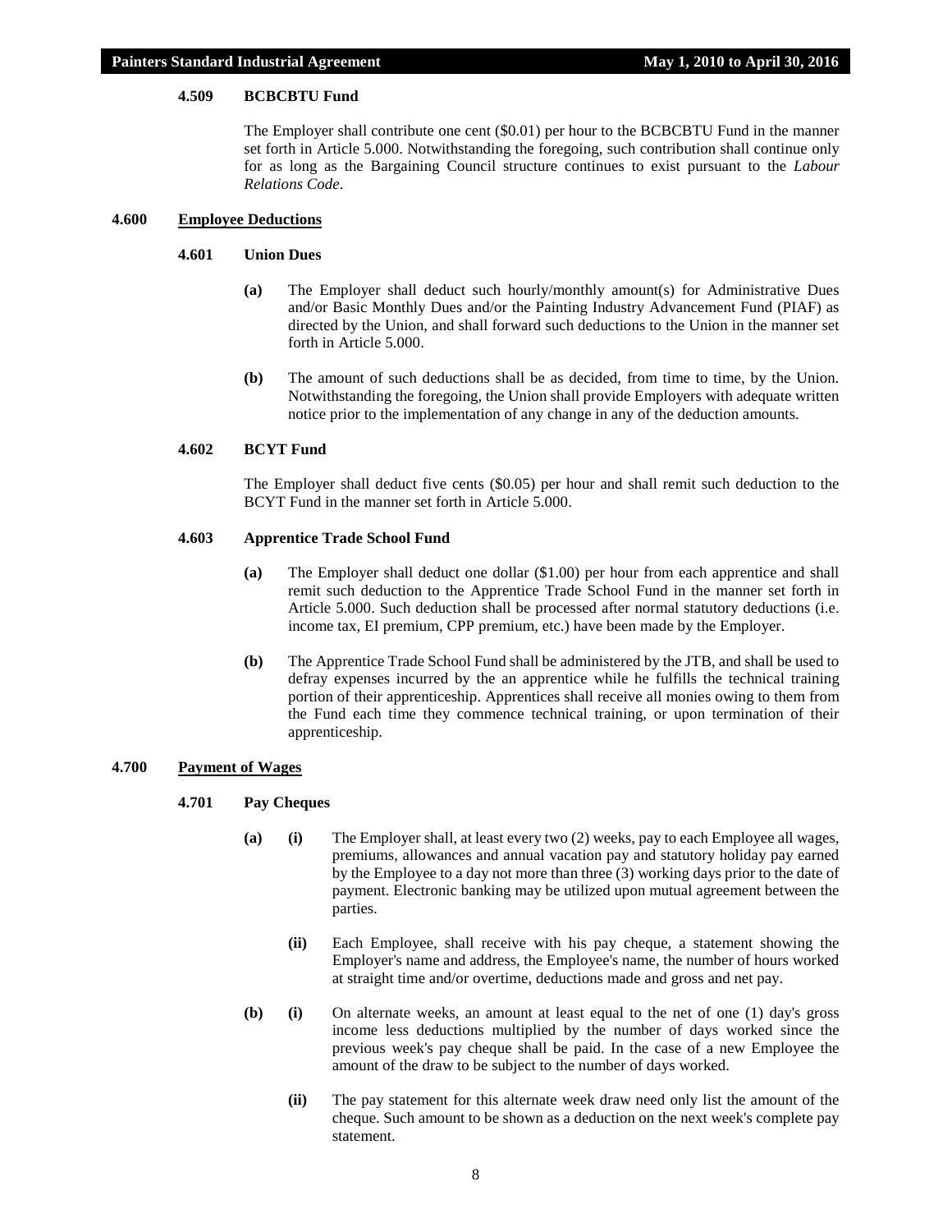#### 4.509 BCBCBTU Fund

The Employer shall contribute one cent ($0.01) per hour to the BCBCBTU Fund in the manner set forth in Article 5.000. Notwithstanding the foregoing, such contribution shall continue only for as long as the Bargaining Council structure continues to exist pursuant to the *Labour Relations Code*.

### 4.600 Employee Deductions

#### 4.601 Union Dues

**(a)** The Employer shall deduct such hourly/monthly amount(s) for Administrative Dues and/or Basic Monthly Dues and/or the Painting Industry Advancement Fund (PIAF) as directed by the Union, and shall forward such deductions to the Union in the manner set forth in Article 5.000.

**(b)** The amount of such deductions shall be as decided, from time to time, by the Union. Notwithstanding the foregoing, the Union shall provide Employers with adequate written notice prior to the implementation of any change in any of the deduction amounts.

#### 4.602 BCYT Fund

The Employer shall deduct five cents ($0.05) per hour and shall remit such deduction to the BCYT Fund in the manner set forth in Article 5.000.

#### 4.603 Apprentice Trade School Fund

**(a)** The Employer shall deduct one dollar ($1.00) per hour from each apprentice and shall remit such deduction to the Apprentice Trade School Fund in the manner set forth in Article 5.000. Such deduction shall be processed after normal statutory deductions (i.e. income tax, EI premium, CPP premium, etc.) have been made by the Employer.

**(b)** The Apprentice Trade School Fund shall be administered by the JTB, and shall be used to defray expenses incurred by the an apprentice while he fulfills the technical training portion of their apprenticeship. Apprentices shall receive all monies owing to them from the Fund each time they commence technical training, or upon termination of their apprenticeship.

### 4.700 Payment of Wages

#### 4.701 Pay Cheques

**(a)** **(i)** The Employer shall, at least every two (2) weeks, pay to each Employee all wages, premiums, allowances and annual vacation pay and statutory holiday pay earned by the Employee to a day not more than three (3) working days prior to the date of payment. Electronic banking may be utilized upon mutual agreement between the parties.

**(ii)** Each Employee, shall receive with his pay cheque, a statement showing the Employer's name and address, the Employee's name, the number of hours worked at straight time and/or overtime, deductions made and gross and net pay.

**(b)** **(i)** On alternate weeks, an amount at least equal to the net of one (1) day's gross income less deductions multiplied by the number of days worked since the previous week's pay cheque shall be paid. In the case of a new Employee the amount of the draw to be subject to the number of days worked.

**(ii)** The pay statement for this alternate week draw need only list the amount of the cheque. Such amount to be shown as a deduction on the next week's complete pay statement.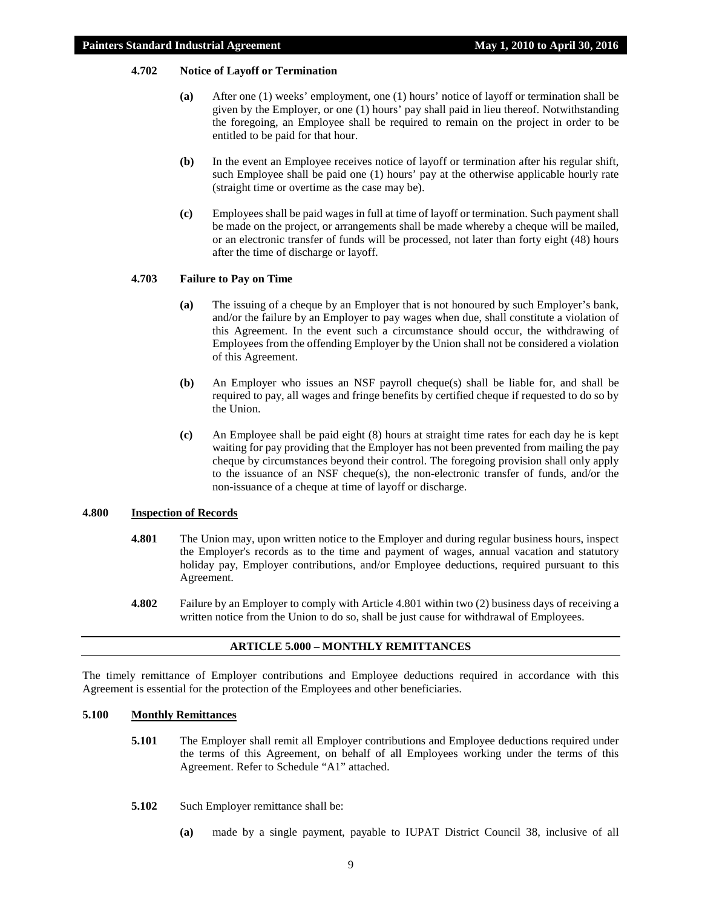#### 4.702 Notice of Layoff or Termination

**(a)** After one (1) weeks' employment, one (1) hours' notice of layoff or termination shall be given by the Employer, or one (1) hours' pay shall paid in lieu thereof. Notwithstanding the foregoing, an Employee shall be required to remain on the project in order to be entitled to be paid for that hour.

**(b)** In the event an Employee receives notice of layoff or termination after his regular shift, such Employee shall be paid one (1) hours' pay at the otherwise applicable hourly rate (straight time or overtime as the case may be).

**(c)** Employees shall be paid wages in full at time of layoff or termination. Such payment shall be made on the project, or arrangements shall be made whereby a cheque will be mailed, or an electronic transfer of funds will be processed, not later than forty eight (48) hours after the time of discharge or layoff.

#### 4.703 Failure to Pay on Time

**(a)** The issuing of a cheque by an Employer that is not honoured by such Employer's bank, and/or the failure by an Employer to pay wages when due, shall constitute a violation of this Agreement. In the event such a circumstance should occur, the withdrawing of Employees from the offending Employer by the Union shall not be considered a violation of this Agreement.

**(b)** An Employer who issues an NSF payroll cheque(s) shall be liable for, and shall be required to pay, all wages and fringe benefits by certified cheque if requested to do so by the Union.

**(c)** An Employee shall be paid eight (8) hours at straight time rates for each day he is kept waiting for pay providing that the Employer has not been prevented from mailing the pay cheque by circumstances beyond their control. The foregoing provision shall only apply to the issuance of an NSF cheque(s), the non-electronic transfer of funds, and/or the non-issuance of a cheque at time of layoff or discharge.

### 4.800 Inspection of Records

**4.801** The Union may, upon written notice to the Employer and during regular business hours, inspect the Employer's records as to the time and payment of wages, annual vacation and statutory holiday pay, Employer contributions, and/or Employee deductions, required pursuant to this Agreement.

**4.802** Failure by an Employer to comply with Article 4.801 within two (2) business days of receiving a written notice from the Union to do so, shall be just cause for withdrawal of Employees.

## ARTICLE 5.000 – MONTHLY REMITTANCES

The timely remittance of Employer contributions and Employee deductions required in accordance with this Agreement is essential for the protection of the Employees and other beneficiaries.

### 5.100 Monthly Remittances

**5.101** The Employer shall remit all Employer contributions and Employee deductions required under the terms of this Agreement, on behalf of all Employees working under the terms of this Agreement. Refer to Schedule "A1" attached.

**5.102** Such Employer remittance shall be:

**(a)** made by a single payment, payable to IUPAT District Council 38, inclusive of all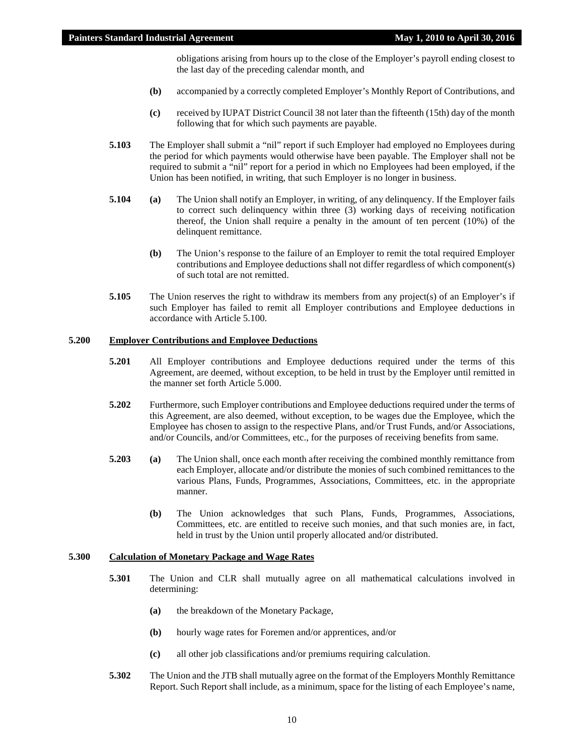obligations arising from hours up to the close of the Employer's payroll ending closest to the last day of the preceding calendar month, and

**(b)** accompanied by a correctly completed Employer's Monthly Report of Contributions, and

**(c)** received by IUPAT District Council 38 not later than the fifteenth (15th) day of the month following that for which such payments are payable.

**5.103** The Employer shall submit a "nil" report if such Employer had employed no Employees during the period for which payments would otherwise have been payable. The Employer shall not be required to submit a "nil" report for a period in which no Employees had been employed, if the Union has been notified, in writing, that such Employer is no longer in business.

**5.104** **(a)** The Union shall notify an Employer, in writing, of any delinquency. If the Employer fails to correct such delinquency within three (3) working days of receiving notification thereof, the Union shall require a penalty in the amount of ten percent (10%) of the delinquent remittance.

**(b)** The Union's response to the failure of an Employer to remit the total required Employer contributions and Employee deductions shall not differ regardless of which component(s) of such total are not remitted.

**5.105** The Union reserves the right to withdraw its members from any project(s) of an Employer's if such Employer has failed to remit all Employer contributions and Employee deductions in accordance with Article 5.100.

## 5.200 Employer Contributions and Employee Deductions

**5.201** All Employer contributions and Employee deductions required under the terms of this Agreement, are deemed, without exception, to be held in trust by the Employer until remitted in the manner set forth Article 5.000.

**5.202** Furthermore, such Employer contributions and Employee deductions required under the terms of this Agreement, are also deemed, without exception, to be wages due the Employee, which the Employee has chosen to assign to the respective Plans, and/or Trust Funds, and/or Associations, and/or Councils, and/or Committees, etc., for the purposes of receiving benefits from same.

**5.203** **(a)** The Union shall, once each month after receiving the combined monthly remittance from each Employer, allocate and/or distribute the monies of such combined remittances to the various Plans, Funds, Programmes, Associations, Committees, etc. in the appropriate manner.

**(b)** The Union acknowledges that such Plans, Funds, Programmes, Associations, Committees, etc. are entitled to receive such monies, and that such monies are, in fact, held in trust by the Union until properly allocated and/or distributed.

## 5.300 Calculation of Monetary Package and Wage Rates

**5.301** The Union and CLR shall mutually agree on all mathematical calculations involved in determining:

**(a)** the breakdown of the Monetary Package,

**(b)** hourly wage rates for Foremen and/or apprentices, and/or

**(c)** all other job classifications and/or premiums requiring calculation.

**5.302** The Union and the JTB shall mutually agree on the format of the Employers Monthly Remittance Report. Such Report shall include, as a minimum, space for the listing of each Employee's name,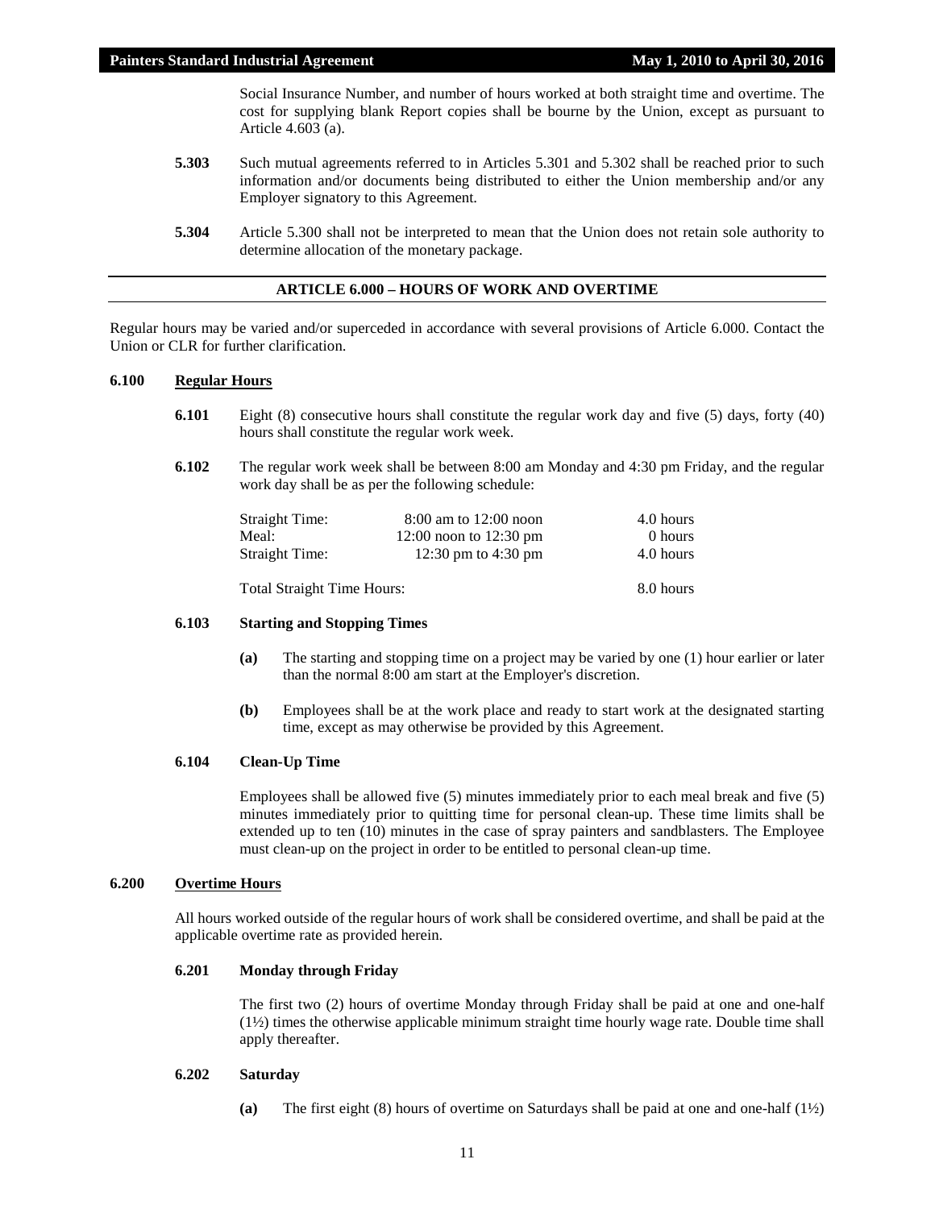Social Insurance Number, and number of hours worked at both straight time and overtime. The cost for supplying blank Report copies shall be bourne by the Union, except as pursuant to Article 4.603 (a).

**5.303** Such mutual agreements referred to in Articles 5.301 and 5.302 shall be reached prior to such information and/or documents being distributed to either the Union membership and/or any Employer signatory to this Agreement.

**5.304** Article 5.300 shall not be interpreted to mean that the Union does not retain sole authority to determine allocation of the monetary package.

## ARTICLE 6.000 – HOURS OF WORK AND OVERTIME

Regular hours may be varied and/or superceded in accordance with several provisions of Article 6.000. Contact the Union or CLR for further clarification.

### 6.100 Regular Hours

**6.101** Eight (8) consecutive hours shall constitute the regular work day and five (5) days, forty (40) hours shall constitute the regular work week.

**6.102** The regular work week shall be between 8:00 am Monday and 4:30 pm Friday, and the regular work day shall be as per the following schedule:

| | | |
|---|---|---|
| Straight Time: | 8:00 am to 12:00 noon | 4.0 hours |
| Meal: | 12:00 noon to 12:30 pm | 0 hours |
| Straight Time: | 12:30 pm to 4:30 pm | 4.0 hours |
| Total Straight Time Hours: | | 8.0 hours |

**6.103 Starting and Stopping Times**

**(a)** The starting and stopping time on a project may be varied by one (1) hour earlier or later than the normal 8:00 am start at the Employer's discretion.

**(b)** Employees shall be at the work place and ready to start work at the designated starting time, except as may otherwise be provided by this Agreement.

**6.104 Clean-Up Time**

Employees shall be allowed five (5) minutes immediately prior to each meal break and five (5) minutes immediately prior to quitting time for personal clean-up. These time limits shall be extended up to ten (10) minutes in the case of spray painters and sandblasters. The Employee must clean-up on the project in order to be entitled to personal clean-up time.

### 6.200 Overtime Hours

All hours worked outside of the regular hours of work shall be considered overtime, and shall be paid at the applicable overtime rate as provided herein.

**6.201 Monday through Friday**

The first two (2) hours of overtime Monday through Friday shall be paid at one and one-half (1½) times the otherwise applicable minimum straight time hourly wage rate. Double time shall apply thereafter.

**6.202 Saturday**

**(a)** The first eight (8) hours of overtime on Saturdays shall be paid at one and one-half (1½)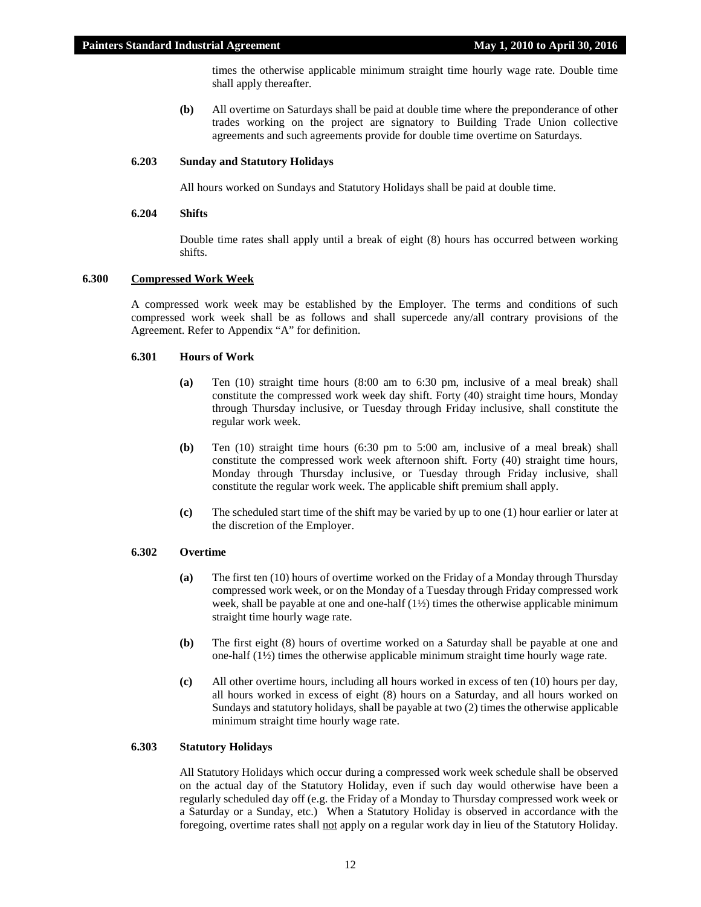times the otherwise applicable minimum straight time hourly wage rate. Double time shall apply thereafter.

**(b)** All overtime on Saturdays shall be paid at double time where the preponderance of other trades working on the project are signatory to Building Trade Union collective agreements and such agreements provide for double time overtime on Saturdays.

#### 6.203 Sunday and Statutory Holidays

All hours worked on Sundays and Statutory Holidays shall be paid at double time.

#### 6.204 Shifts

Double time rates shall apply until a break of eight (8) hours has occurred between working shifts.

### 6.300 Compressed Work Week

A compressed work week may be established by the Employer. The terms and conditions of such compressed work week shall be as follows and shall supercede any/all contrary provisions of the Agreement. Refer to Appendix "A" for definition.

#### 6.301 Hours of Work

**(a)** Ten (10) straight time hours (8:00 am to 6:30 pm, inclusive of a meal break) shall constitute the compressed work week day shift. Forty (40) straight time hours, Monday through Thursday inclusive, or Tuesday through Friday inclusive, shall constitute the regular work week.

**(b)** Ten (10) straight time hours (6:30 pm to 5:00 am, inclusive of a meal break) shall constitute the compressed work week afternoon shift. Forty (40) straight time hours, Monday through Thursday inclusive, or Tuesday through Friday inclusive, shall constitute the regular work week. The applicable shift premium shall apply.

**(c)** The scheduled start time of the shift may be varied by up to one (1) hour earlier or later at the discretion of the Employer.

#### 6.302 Overtime

**(a)** The first ten (10) hours of overtime worked on the Friday of a Monday through Thursday compressed work week, or on the Monday of a Tuesday through Friday compressed work week, shall be payable at one and one-half (1½) times the otherwise applicable minimum straight time hourly wage rate.

**(b)** The first eight (8) hours of overtime worked on a Saturday shall be payable at one and one-half (1½) times the otherwise applicable minimum straight time hourly wage rate.

**(c)** All other overtime hours, including all hours worked in excess of ten (10) hours per day, all hours worked in excess of eight (8) hours on a Saturday, and all hours worked on Sundays and statutory holidays, shall be payable at two (2) times the otherwise applicable minimum straight time hourly wage rate.

#### 6.303 Statutory Holidays

All Statutory Holidays which occur during a compressed work week schedule shall be observed on the actual day of the Statutory Holiday, even if such day would otherwise have been a regularly scheduled day off (e.g. the Friday of a Monday to Thursday compressed work week or a Saturday or a Sunday, etc.) When a Statutory Holiday is observed in accordance with the foregoing, overtime rates shall not apply on a regular work day in lieu of the Statutory Holiday.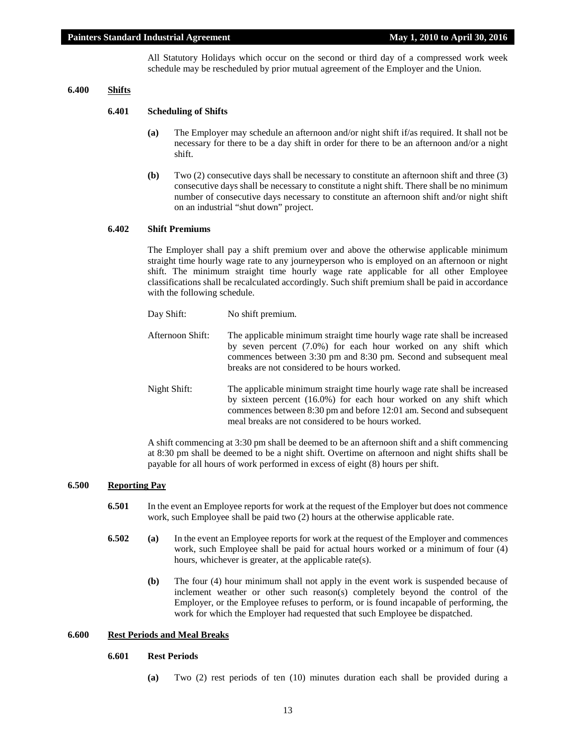All Statutory Holidays which occur on the second or third day of a compressed work week schedule may be rescheduled by prior mutual agreement of the Employer and the Union.

## 6.400 Shifts

### 6.401 Scheduling of Shifts

**(a)** The Employer may schedule an afternoon and/or night shift if/as required. It shall not be necessary for there to be a day shift in order for there to be an afternoon and/or a night shift.

**(b)** Two (2) consecutive days shall be necessary to constitute an afternoon shift and three (3) consecutive days shall be necessary to constitute a night shift. There shall be no minimum number of consecutive days necessary to constitute an afternoon shift and/or night shift on an industrial "shut down" project.

### 6.402 Shift Premiums

The Employer shall pay a shift premium over and above the otherwise applicable minimum straight time hourly wage rate to any journeyperson who is employed on an afternoon or night shift. The minimum straight time hourly wage rate applicable for all other Employee classifications shall be recalculated accordingly. Such shift premium shall be paid in accordance with the following schedule.

Day Shift: No shift premium.

Afternoon Shift: The applicable minimum straight time hourly wage rate shall be increased by seven percent (7.0%) for each hour worked on any shift which commences between 3:30 pm and 8:30 pm. Second and subsequent meal breaks are not considered to be hours worked.

Night Shift: The applicable minimum straight time hourly wage rate shall be increased by sixteen percent (16.0%) for each hour worked on any shift which commences between 8:30 pm and before 12:01 am. Second and subsequent meal breaks are not considered to be hours worked.

A shift commencing at 3:30 pm shall be deemed to be an afternoon shift and a shift commencing at 8:30 pm shall be deemed to be a night shift. Overtime on afternoon and night shifts shall be payable for all hours of work performed in excess of eight (8) hours per shift.

## 6.500 Reporting Pay

**6.501** In the event an Employee reports for work at the request of the Employer but does not commence work, such Employee shall be paid two (2) hours at the otherwise applicable rate.

**6.502** **(a)** In the event an Employee reports for work at the request of the Employer and commences work, such Employee shall be paid for actual hours worked or a minimum of four (4) hours, whichever is greater, at the applicable rate(s).

**(b)** The four (4) hour minimum shall not apply in the event work is suspended because of inclement weather or other such reason(s) completely beyond the control of the Employer, or the Employee refuses to perform, or is found incapable of performing, the work for which the Employer had requested that such Employee be dispatched.

## 6.600 Rest Periods and Meal Breaks

### 6.601 Rest Periods

**(a)** Two (2) rest periods of ten (10) minutes duration each shall be provided during a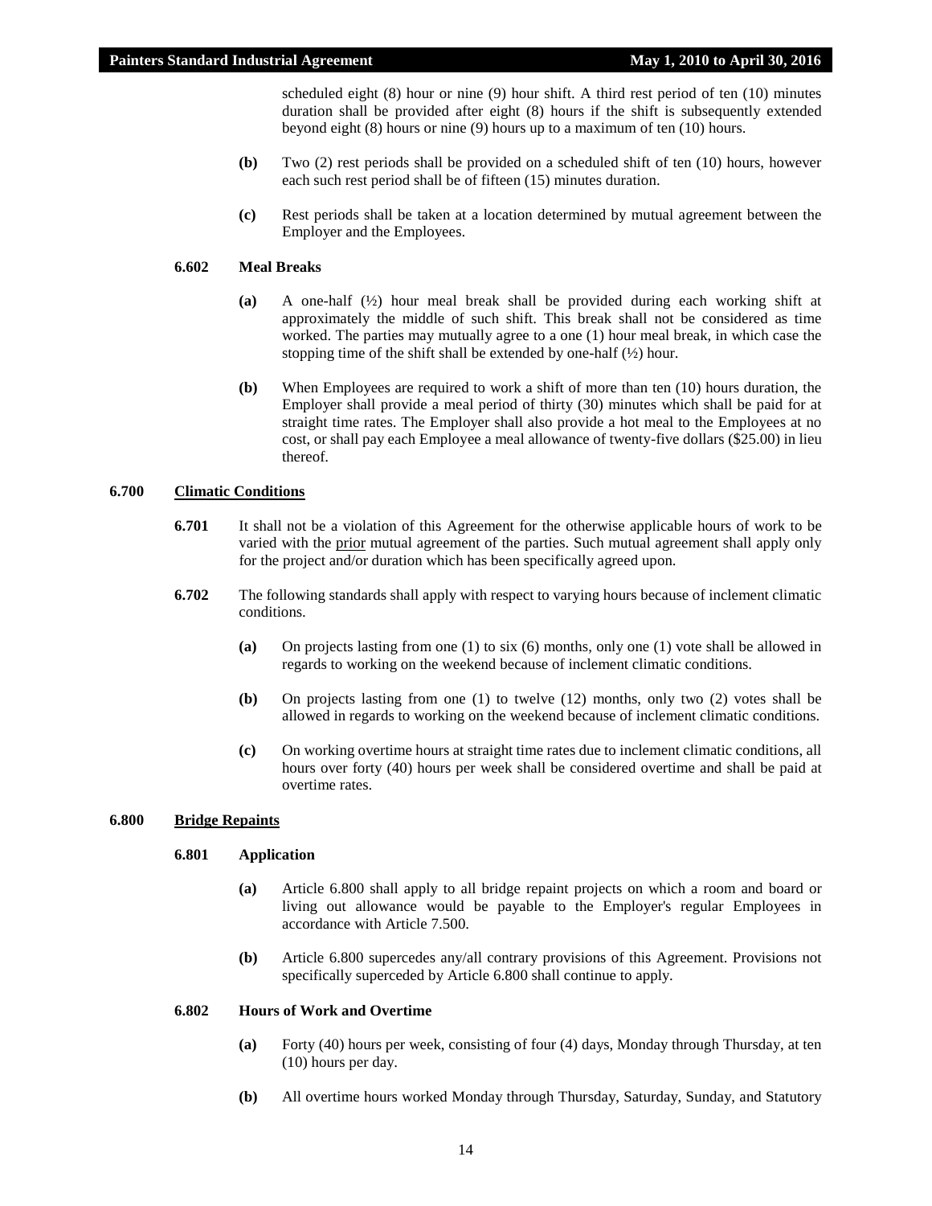scheduled eight (8) hour or nine (9) hour shift. A third rest period of ten (10) minutes duration shall be provided after eight (8) hours if the shift is subsequently extended beyond eight (8) hours or nine (9) hours up to a maximum of ten (10) hours.

**(b)** Two (2) rest periods shall be provided on a scheduled shift of ten (10) hours, however each such rest period shall be of fifteen (15) minutes duration.

**(c)** Rest periods shall be taken at a location determined by mutual agreement between the Employer and the Employees.

**6.602 Meal Breaks**

**(a)** A one-half (½) hour meal break shall be provided during each working shift at approximately the middle of such shift. This break shall not be considered as time worked. The parties may mutually agree to a one (1) hour meal break, in which case the stopping time of the shift shall be extended by one-half (½) hour.

**(b)** When Employees are required to work a shift of more than ten (10) hours duration, the Employer shall provide a meal period of thirty (30) minutes which shall be paid for at straight time rates. The Employer shall also provide a hot meal to the Employees at no cost, or shall pay each Employee a meal allowance of twenty-five dollars ($25.00) in lieu thereof.

## 6.700 Climatic Conditions

**6.701** It shall not be a violation of this Agreement for the otherwise applicable hours of work to be varied with the prior mutual agreement of the parties. Such mutual agreement shall apply only for the project and/or duration which has been specifically agreed upon.

**6.702** The following standards shall apply with respect to varying hours because of inclement climatic conditions.

**(a)** On projects lasting from one (1) to six (6) months, only one (1) vote shall be allowed in regards to working on the weekend because of inclement climatic conditions.

**(b)** On projects lasting from one (1) to twelve (12) months, only two (2) votes shall be allowed in regards to working on the weekend because of inclement climatic conditions.

**(c)** On working overtime hours at straight time rates due to inclement climatic conditions, all hours over forty (40) hours per week shall be considered overtime and shall be paid at overtime rates.

## 6.800 Bridge Repaints

**6.801 Application**

**(a)** Article 6.800 shall apply to all bridge repaint projects on which a room and board or living out allowance would be payable to the Employer's regular Employees in accordance with Article 7.500.

**(b)** Article 6.800 supercedes any/all contrary provisions of this Agreement. Provisions not specifically superceded by Article 6.800 shall continue to apply.

**6.802 Hours of Work and Overtime**

**(a)** Forty (40) hours per week, consisting of four (4) days, Monday through Thursday, at ten (10) hours per day.

**(b)** All overtime hours worked Monday through Thursday, Saturday, Sunday, and Statutory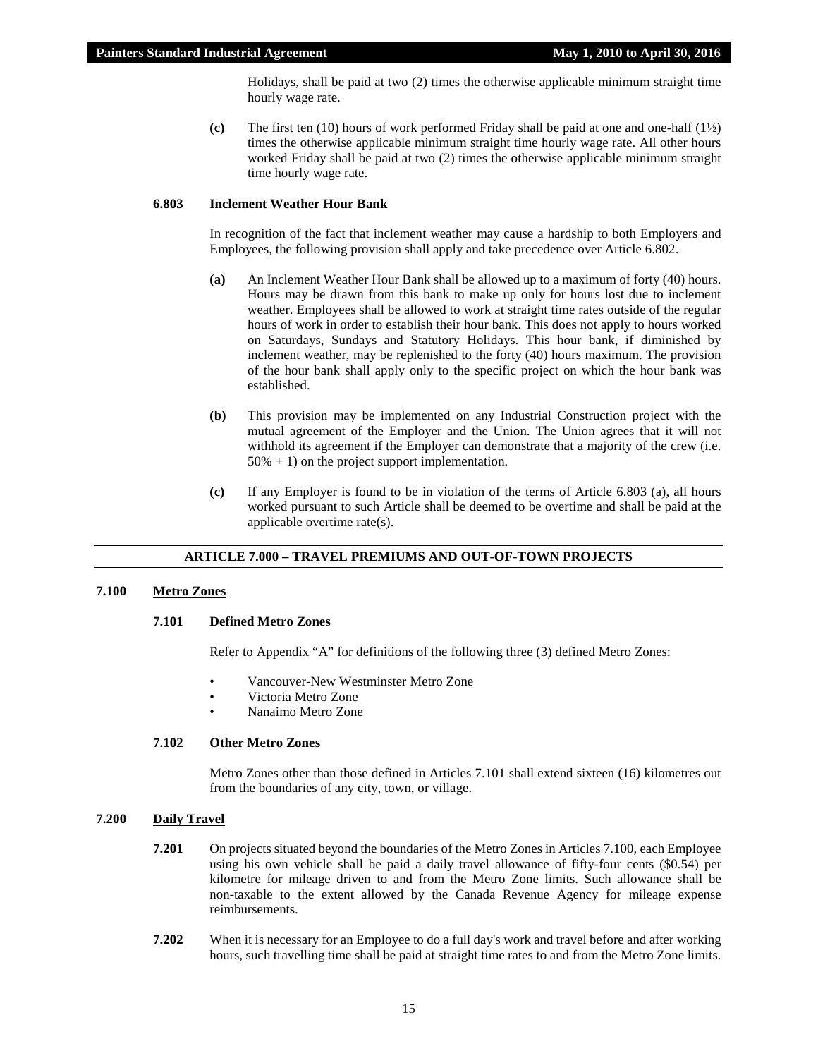Holidays, shall be paid at two (2) times the otherwise applicable minimum straight time hourly wage rate.

**(c)** The first ten (10) hours of work performed Friday shall be paid at one and one-half (1½) times the otherwise applicable minimum straight time hourly wage rate. All other hours worked Friday shall be paid at two (2) times the otherwise applicable minimum straight time hourly wage rate.

**6.803 Inclement Weather Hour Bank**

In recognition of the fact that inclement weather may cause a hardship to both Employers and Employees, the following provision shall apply and take precedence over Article 6.802.

**(a)** An Inclement Weather Hour Bank shall be allowed up to a maximum of forty (40) hours. Hours may be drawn from this bank to make up only for hours lost due to inclement weather. Employees shall be allowed to work at straight time rates outside of the regular hours of work in order to establish their hour bank. This does not apply to hours worked on Saturdays, Sundays and Statutory Holidays. This hour bank, if diminished by inclement weather, may be replenished to the forty (40) hours maximum. The provision of the hour bank shall apply only to the specific project on which the hour bank was established.

**(b)** This provision may be implemented on any Industrial Construction project with the mutual agreement of the Employer and the Union. The Union agrees that it will not withhold its agreement if the Employer can demonstrate that a majority of the crew (i.e. 50% + 1) on the project support implementation.

**(c)** If any Employer is found to be in violation of the terms of Article 6.803 (a), all hours worked pursuant to such Article shall be deemed to be overtime and shall be paid at the applicable overtime rate(s).

## ARTICLE 7.000 – TRAVEL PREMIUMS AND OUT-OF-TOWN PROJECTS

### 7.100 Metro Zones

**7.101 Defined Metro Zones**

Refer to Appendix "A" for definitions of the following three (3) defined Metro Zones:

- Vancouver-New Westminster Metro Zone
- Victoria Metro Zone
- Nanaimo Metro Zone

**7.102 Other Metro Zones**

Metro Zones other than those defined in Articles 7.101 shall extend sixteen (16) kilometres out from the boundaries of any city, town, or village.

### 7.200 Daily Travel

**7.201** On projects situated beyond the boundaries of the Metro Zones in Articles 7.100, each Employee using his own vehicle shall be paid a daily travel allowance of fifty-four cents ($0.54) per kilometre for mileage driven to and from the Metro Zone limits. Such allowance shall be non-taxable to the extent allowed by the Canada Revenue Agency for mileage expense reimbursements.

**7.202** When it is necessary for an Employee to do a full day's work and travel before and after working hours, such travelling time shall be paid at straight time rates to and from the Metro Zone limits.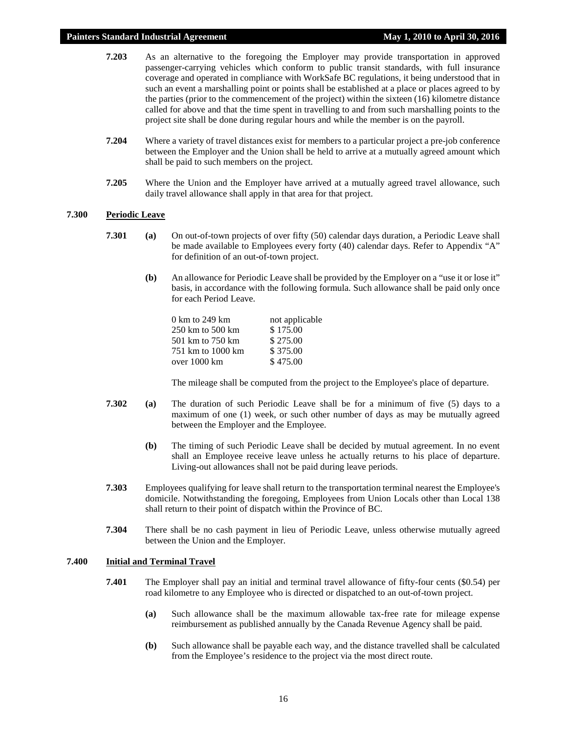**7.203** As an alternative to the foregoing the Employer may provide transportation in approved passenger-carrying vehicles which conform to public transit standards, with full insurance coverage and operated in compliance with WorkSafe BC regulations, it being understood that in such an event a marshalling point or points shall be established at a place or places agreed to by the parties (prior to the commencement of the project) within the sixteen (16) kilometre distance called for above and that the time spent in travelling to and from such marshalling points to the project site shall be done during regular hours and while the member is on the payroll.

**7.204** Where a variety of travel distances exist for members to a particular project a pre-job conference between the Employer and the Union shall be held to arrive at a mutually agreed amount which shall be paid to such members on the project.

**7.205** Where the Union and the Employer have arrived at a mutually agreed travel allowance, such daily travel allowance shall apply in that area for that project.

## 7.300 Periodic Leave

**7.301** **(a)** On out-of-town projects of over fifty (50) calendar days duration, a Periodic Leave shall be made available to Employees every forty (40) calendar days. Refer to Appendix "A" for definition of an out-of-town project.

**(b)** An allowance for Periodic Leave shall be provided by the Employer on a "use it or lose it" basis, in accordance with the following formula. Such allowance shall be paid only once for each Period Leave.

| | |
|---|---|
| 0 km to 249 km | not applicable |
| 250 km to 500 km | $ 175.00 |
| 501 km to 750 km | $ 275.00 |
| 751 km to 1000 km | $ 375.00 |
| over 1000 km | $ 475.00 |

The mileage shall be computed from the project to the Employee's place of departure.

**7.302** **(a)** The duration of such Periodic Leave shall be for a minimum of five (5) days to a maximum of one (1) week, or such other number of days as may be mutually agreed between the Employer and the Employee.

**(b)** The timing of such Periodic Leave shall be decided by mutual agreement. In no event shall an Employee receive leave unless he actually returns to his place of departure. Living-out allowances shall not be paid during leave periods.

**7.303** Employees qualifying for leave shall return to the transportation terminal nearest the Employee's domicile. Notwithstanding the foregoing, Employees from Union Locals other than Local 138 shall return to their point of dispatch within the Province of BC.

**7.304** There shall be no cash payment in lieu of Periodic Leave, unless otherwise mutually agreed between the Union and the Employer.

## 7.400 Initial and Terminal Travel

**7.401** The Employer shall pay an initial and terminal travel allowance of fifty-four cents ($0.54) per road kilometre to any Employee who is directed or dispatched to an out-of-town project.

**(a)** Such allowance shall be the maximum allowable tax-free rate for mileage expense reimbursement as published annually by the Canada Revenue Agency shall be paid.

**(b)** Such allowance shall be payable each way, and the distance travelled shall be calculated from the Employee's residence to the project via the most direct route.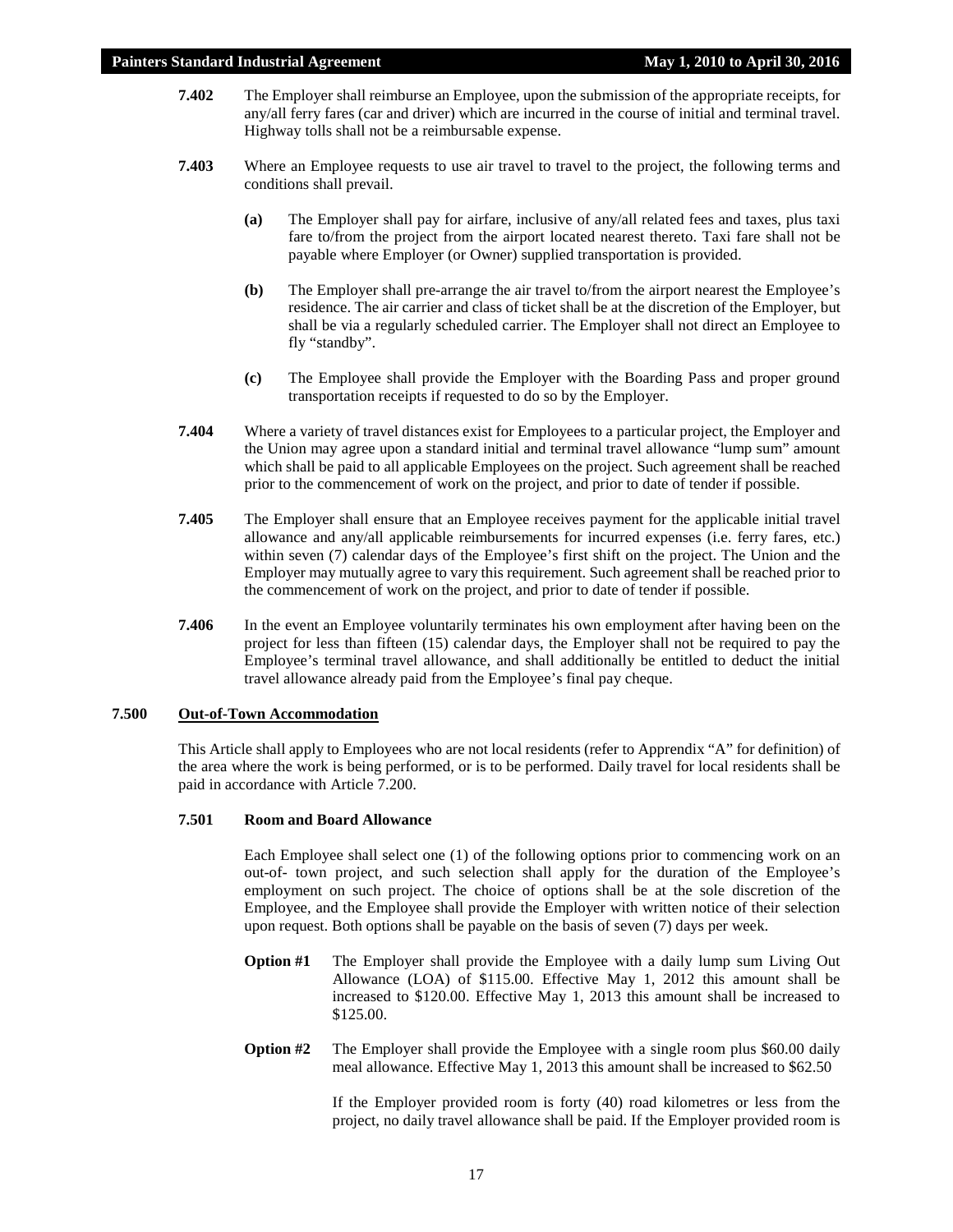**7.402** The Employer shall reimburse an Employee, upon the submission of the appropriate receipts, for any/all ferry fares (car and driver) which are incurred in the course of initial and terminal travel. Highway tolls shall not be a reimbursable expense.

**7.403** Where an Employee requests to use air travel to travel to the project, the following terms and conditions shall prevail.

**(a)** The Employer shall pay for airfare, inclusive of any/all related fees and taxes, plus taxi fare to/from the project from the airport located nearest thereto. Taxi fare shall not be payable where Employer (or Owner) supplied transportation is provided.

**(b)** The Employer shall pre-arrange the air travel to/from the airport nearest the Employee's residence. The air carrier and class of ticket shall be at the discretion of the Employer, but shall be via a regularly scheduled carrier. The Employer shall not direct an Employee to fly "standby".

**(c)** The Employee shall provide the Employer with the Boarding Pass and proper ground transportation receipts if requested to do so by the Employer.

**7.404** Where a variety of travel distances exist for Employees to a particular project, the Employer and the Union may agree upon a standard initial and terminal travel allowance "lump sum" amount which shall be paid to all applicable Employees on the project. Such agreement shall be reached prior to the commencement of work on the project, and prior to date of tender if possible.

**7.405** The Employer shall ensure that an Employee receives payment for the applicable initial travel allowance and any/all applicable reimbursements for incurred expenses (i.e. ferry fares, etc.) within seven (7) calendar days of the Employee's first shift on the project. The Union and the Employer may mutually agree to vary this requirement. Such agreement shall be reached prior to the commencement of work on the project, and prior to date of tender if possible.

**7.406** In the event an Employee voluntarily terminates his own employment after having been on the project for less than fifteen (15) calendar days, the Employer shall not be required to pay the Employee's terminal travel allowance, and shall additionally be entitled to deduct the initial travel allowance already paid from the Employee's final pay cheque.

## 7.500 Out-of-Town Accommodation

This Article shall apply to Employees who are not local residents (refer to Apprendix "A" for definition) of the area where the work is being performed, or is to be performed. Daily travel for local residents shall be paid in accordance with Article 7.200.

### 7.501 Room and Board Allowance

Each Employee shall select one (1) of the following options prior to commencing work on an out-of- town project, and such selection shall apply for the duration of the Employee's employment on such project. The choice of options shall be at the sole discretion of the Employee, and the Employee shall provide the Employer with written notice of their selection upon request. Both options shall be payable on the basis of seven (7) days per week.

**Option #1** The Employer shall provide the Employee with a daily lump sum Living Out Allowance (LOA) of $115.00. Effective May 1, 2012 this amount shall be increased to $120.00. Effective May 1, 2013 this amount shall be increased to $125.00.

**Option #2** The Employer shall provide the Employee with a single room plus $60.00 daily meal allowance. Effective May 1, 2013 this amount shall be increased to $62.50

If the Employer provided room is forty (40) road kilometres or less from the project, no daily travel allowance shall be paid. If the Employer provided room is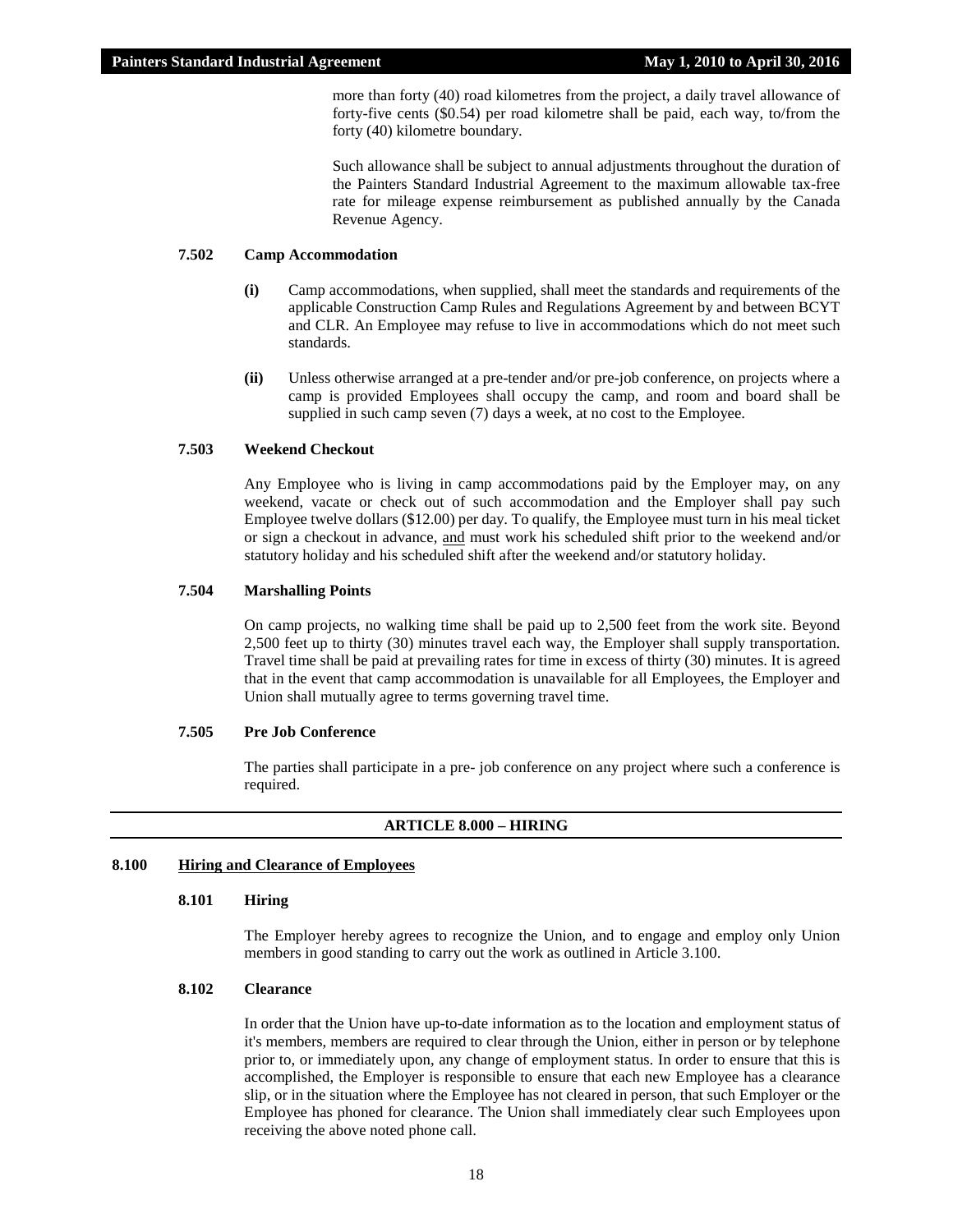more than forty (40) road kilometres from the project, a daily travel allowance of forty-five cents ($0.54) per road kilometre shall be paid, each way, to/from the forty (40) kilometre boundary.

Such allowance shall be subject to annual adjustments throughout the duration of the Painters Standard Industrial Agreement to the maximum allowable tax-free rate for mileage expense reimbursement as published annually by the Canada Revenue Agency.

**7.502 Camp Accommodation**

**(i)** Camp accommodations, when supplied, shall meet the standards and requirements of the applicable Construction Camp Rules and Regulations Agreement by and between BCYT and CLR. An Employee may refuse to live in accommodations which do not meet such standards.

**(ii)** Unless otherwise arranged at a pre-tender and/or pre-job conference, on projects where a camp is provided Employees shall occupy the camp, and room and board shall be supplied in such camp seven (7) days a week, at no cost to the Employee.

**7.503 Weekend Checkout**

Any Employee who is living in camp accommodations paid by the Employer may, on any weekend, vacate or check out of such accommodation and the Employer shall pay such Employee twelve dollars ($12.00) per day. To qualify, the Employee must turn in his meal ticket or sign a checkout in advance, <u>and</u> must work his scheduled shift prior to the weekend and/or statutory holiday and his scheduled shift after the weekend and/or statutory holiday.

**7.504 Marshalling Points**

On camp projects, no walking time shall be paid up to 2,500 feet from the work site. Beyond 2,500 feet up to thirty (30) minutes travel each way, the Employer shall supply transportation. Travel time shall be paid at prevailing rates for time in excess of thirty (30) minutes. It is agreed that in the event that camp accommodation is unavailable for all Employees, the Employer and Union shall mutually agree to terms governing travel time.

**7.505 Pre Job Conference**

The parties shall participate in a pre- job conference on any project where such a conference is required.

## ARTICLE 8.000 – HIRING

### 8.100 Hiring and Clearance of Employees

**8.101 Hiring**

The Employer hereby agrees to recognize the Union, and to engage and employ only Union members in good standing to carry out the work as outlined in Article 3.100.

**8.102 Clearance**

In order that the Union have up-to-date information as to the location and employment status of it's members, members are required to clear through the Union, either in person or by telephone prior to, or immediately upon, any change of employment status. In order to ensure that this is accomplished, the Employer is responsible to ensure that each new Employee has a clearance slip, or in the situation where the Employee has not cleared in person, that such Employer or the Employee has phoned for clearance. The Union shall immediately clear such Employees upon receiving the above noted phone call.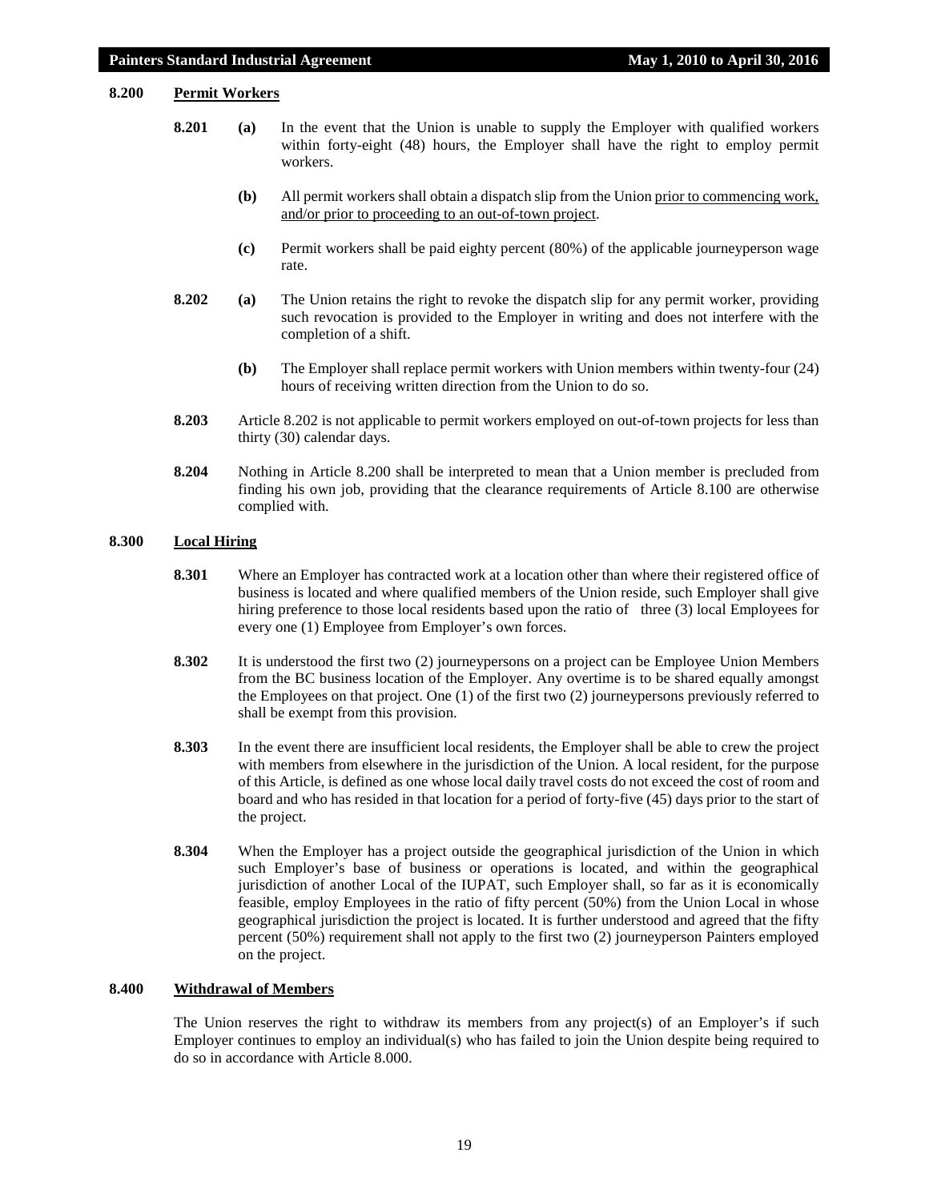## 8.200 Permit Workers

**8.201** **(a)** In the event that the Union is unable to supply the Employer with qualified workers within forty-eight (48) hours, the Employer shall have the right to employ permit workers.

**(b)** All permit workers shall obtain a dispatch slip from the Union prior to commencing work, and/or prior to proceeding to an out-of-town project.

**(c)** Permit workers shall be paid eighty percent (80%) of the applicable journeyperson wage rate.

**8.202** **(a)** The Union retains the right to revoke the dispatch slip for any permit worker, providing such revocation is provided to the Employer in writing and does not interfere with the completion of a shift.

**(b)** The Employer shall replace permit workers with Union members within twenty-four (24) hours of receiving written direction from the Union to do so.

**8.203** Article 8.202 is not applicable to permit workers employed on out-of-town projects for less than thirty (30) calendar days.

**8.204** Nothing in Article 8.200 shall be interpreted to mean that a Union member is precluded from finding his own job, providing that the clearance requirements of Article 8.100 are otherwise complied with.

## 8.300 Local Hiring

**8.301** Where an Employer has contracted work at a location other than where their registered office of business is located and where qualified members of the Union reside, such Employer shall give hiring preference to those local residents based upon the ratio of three (3) local Employees for every one (1) Employee from Employer's own forces.

**8.302** It is understood the first two (2) journeypersons on a project can be Employee Union Members from the BC business location of the Employer. Any overtime is to be shared equally amongst the Employees on that project. One (1) of the first two (2) journeypersons previously referred to shall be exempt from this provision.

**8.303** In the event there are insufficient local residents, the Employer shall be able to crew the project with members from elsewhere in the jurisdiction of the Union. A local resident, for the purpose of this Article, is defined as one whose local daily travel costs do not exceed the cost of room and board and who has resided in that location for a period of forty-five (45) days prior to the start of the project.

**8.304** When the Employer has a project outside the geographical jurisdiction of the Union in which such Employer's base of business or operations is located, and within the geographical jurisdiction of another Local of the IUPAT, such Employer shall, so far as it is economically feasible, employ Employees in the ratio of fifty percent (50%) from the Union Local in whose geographical jurisdiction the project is located. It is further understood and agreed that the fifty percent (50%) requirement shall not apply to the first two (2) journeyperson Painters employed on the project.

## 8.400 Withdrawal of Members

The Union reserves the right to withdraw its members from any project(s) of an Employer's if such Employer continues to employ an individual(s) who has failed to join the Union despite being required to do so in accordance with Article 8.000.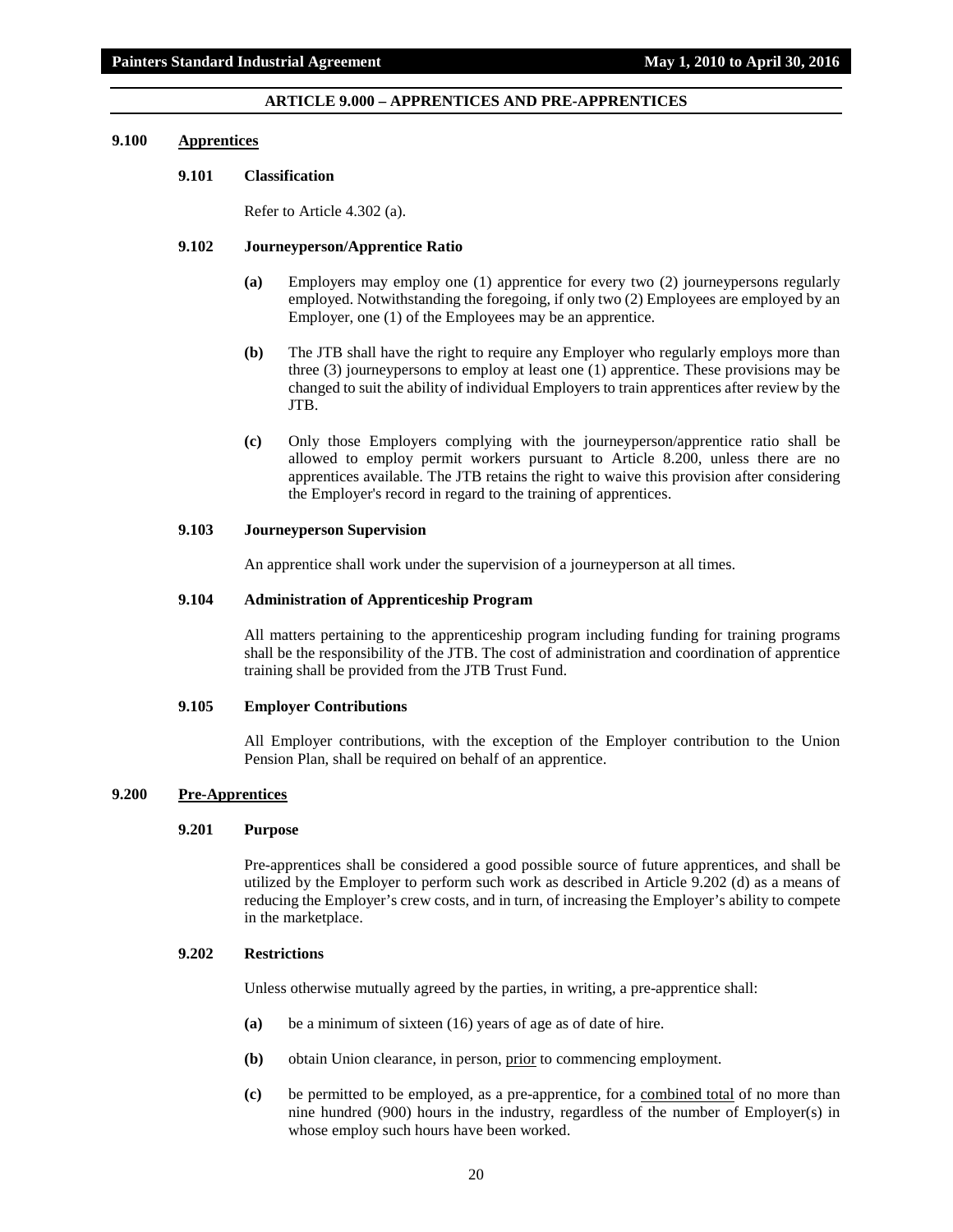## ARTICLE 9.000 – APPRENTICES AND PRE-APPRENTICES

### 9.100 Apprentices

#### 9.101 Classification

Refer to Article 4.302 (a).

#### 9.102 Journeyperson/Apprentice Ratio

**(a)** Employers may employ one (1) apprentice for every two (2) journeypersons regularly employed. Notwithstanding the foregoing, if only two (2) Employees are employed by an Employer, one (1) of the Employees may be an apprentice.

**(b)** The JTB shall have the right to require any Employer who regularly employs more than three (3) journeypersons to employ at least one (1) apprentice. These provisions may be changed to suit the ability of individual Employers to train apprentices after review by the JTB.

**(c)** Only those Employers complying with the journeyperson/apprentice ratio shall be allowed to employ permit workers pursuant to Article 8.200, unless there are no apprentices available. The JTB retains the right to waive this provision after considering the Employer's record in regard to the training of apprentices.

#### 9.103 Journeyperson Supervision

An apprentice shall work under the supervision of a journeyperson at all times.

#### 9.104 Administration of Apprenticeship Program

All matters pertaining to the apprenticeship program including funding for training programs shall be the responsibility of the JTB. The cost of administration and coordination of apprentice training shall be provided from the JTB Trust Fund.

#### 9.105 Employer Contributions

All Employer contributions, with the exception of the Employer contribution to the Union Pension Plan, shall be required on behalf of an apprentice.

### 9.200 Pre-Apprentices

#### 9.201 Purpose

Pre-apprentices shall be considered a good possible source of future apprentices, and shall be utilized by the Employer to perform such work as described in Article 9.202 (d) as a means of reducing the Employer's crew costs, and in turn, of increasing the Employer's ability to compete in the marketplace.

#### 9.202 Restrictions

Unless otherwise mutually agreed by the parties, in writing, a pre-apprentice shall:

**(a)** be a minimum of sixteen (16) years of age as of date of hire.

**(b)** obtain Union clearance, in person, prior to commencing employment.

**(c)** be permitted to be employed, as a pre-apprentice, for a combined total of no more than nine hundred (900) hours in the industry, regardless of the number of Employer(s) in whose employ such hours have been worked.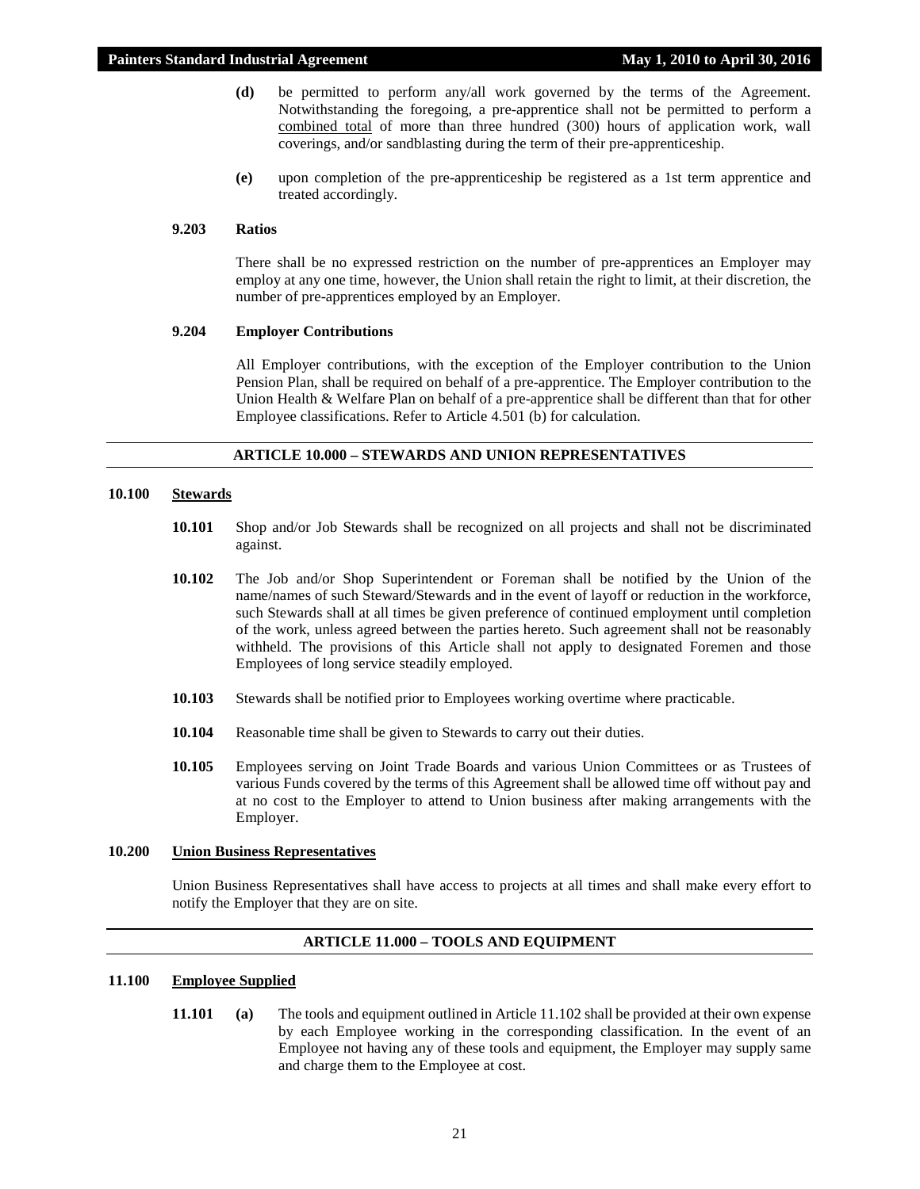**(d)** be permitted to perform any/all work governed by the terms of the Agreement. Notwithstanding the foregoing, a pre-apprentice shall not be permitted to perform a combined total of more than three hundred (300) hours of application work, wall coverings, and/or sandblasting during the term of their pre-apprenticeship.

**(e)** upon completion of the pre-apprenticeship be registered as a 1st term apprentice and treated accordingly.

**9.203 Ratios**

There shall be no expressed restriction on the number of pre-apprentices an Employer may employ at any one time, however, the Union shall retain the right to limit, at their discretion, the number of pre-apprentices employed by an Employer.

**9.204 Employer Contributions**

All Employer contributions, with the exception of the Employer contribution to the Union Pension Plan, shall be required on behalf of a pre-apprentice. The Employer contribution to the Union Health & Welfare Plan on behalf of a pre-apprentice shall be different than that for other Employee classifications. Refer to Article 4.501 (b) for calculation.

## ARTICLE 10.000 – STEWARDS AND UNION REPRESENTATIVES

### 10.100 Stewards

**10.101** Shop and/or Job Stewards shall be recognized on all projects and shall not be discriminated against.

**10.102** The Job and/or Shop Superintendent or Foreman shall be notified by the Union of the name/names of such Steward/Stewards and in the event of layoff or reduction in the workforce, such Stewards shall at all times be given preference of continued employment until completion of the work, unless agreed between the parties hereto. Such agreement shall not be reasonably withheld. The provisions of this Article shall not apply to designated Foremen and those Employees of long service steadily employed.

**10.103** Stewards shall be notified prior to Employees working overtime where practicable.

**10.104** Reasonable time shall be given to Stewards to carry out their duties.

**10.105** Employees serving on Joint Trade Boards and various Union Committees or as Trustees of various Funds covered by the terms of this Agreement shall be allowed time off without pay and at no cost to the Employer to attend to Union business after making arrangements with the Employer.

### 10.200 Union Business Representatives

Union Business Representatives shall have access to projects at all times and shall make every effort to notify the Employer that they are on site.

## ARTICLE 11.000 – TOOLS AND EQUIPMENT

### 11.100 Employee Supplied

**11.101 (a)** The tools and equipment outlined in Article 11.102 shall be provided at their own expense by each Employee working in the corresponding classification. In the event of an Employee not having any of these tools and equipment, the Employer may supply same and charge them to the Employee at cost.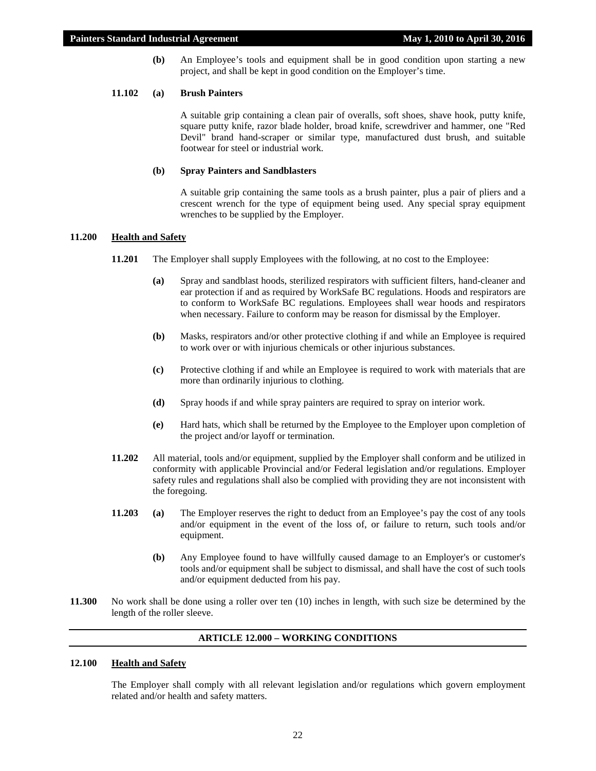**(b)** An Employee's tools and equipment shall be in good condition upon starting a new project, and shall be kept in good condition on the Employer's time.

**11.102 (a) Brush Painters**

A suitable grip containing a clean pair of overalls, soft shoes, shave hook, putty knife, square putty knife, razor blade holder, broad knife, screwdriver and hammer, one "Red Devil" brand hand-scraper or similar type, manufactured dust brush, and suitable footwear for steel or industrial work.

**(b) Spray Painters and Sandblasters**

A suitable grip containing the same tools as a brush painter, plus a pair of pliers and a crescent wrench for the type of equipment being used. Any special spray equipment wrenches to be supplied by the Employer.

**11.200 Health and Safety**

**11.201** The Employer shall supply Employees with the following, at no cost to the Employee:

**(a)** Spray and sandblast hoods, sterilized respirators with sufficient filters, hand-cleaner and ear protection if and as required by WorkSafe BC regulations. Hoods and respirators are to conform to WorkSafe BC regulations. Employees shall wear hoods and respirators when necessary. Failure to conform may be reason for dismissal by the Employer.

**(b)** Masks, respirators and/or other protective clothing if and while an Employee is required to work over or with injurious chemicals or other injurious substances.

**(c)** Protective clothing if and while an Employee is required to work with materials that are more than ordinarily injurious to clothing.

**(d)** Spray hoods if and while spray painters are required to spray on interior work.

**(e)** Hard hats, which shall be returned by the Employee to the Employer upon completion of the project and/or layoff or termination.

**11.202** All material, tools and/or equipment, supplied by the Employer shall conform and be utilized in conformity with applicable Provincial and/or Federal legislation and/or regulations. Employer safety rules and regulations shall also be complied with providing they are not inconsistent with the foregoing.

**11.203 (a)** The Employer reserves the right to deduct from an Employee's pay the cost of any tools and/or equipment in the event of the loss of, or failure to return, such tools and/or equipment.

**(b)** Any Employee found to have willfully caused damage to an Employer's or customer's tools and/or equipment shall be subject to dismissal, and shall have the cost of such tools and/or equipment deducted from his pay.

**11.300** No work shall be done using a roller over ten (10) inches in length, with such size be determined by the length of the roller sleeve.

## ARTICLE 12.000 – WORKING CONDITIONS

**12.100 Health and Safety**

The Employer shall comply with all relevant legislation and/or regulations which govern employment related and/or health and safety matters.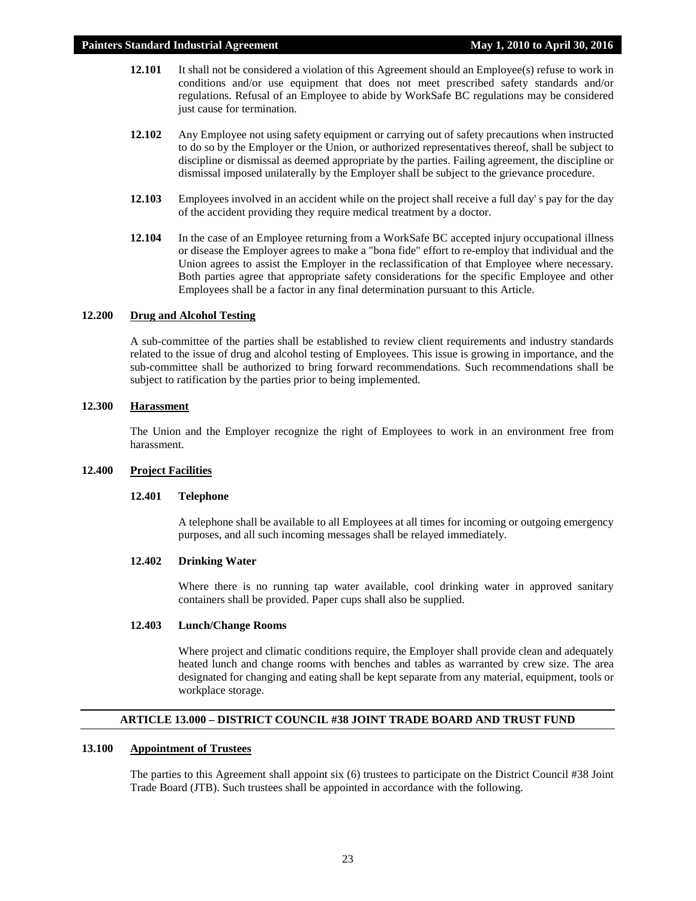**12.101** It shall not be considered a violation of this Agreement should an Employee(s) refuse to work in conditions and/or use equipment that does not meet prescribed safety standards and/or regulations. Refusal of an Employee to abide by WorkSafe BC regulations may be considered just cause for termination.

**12.102** Any Employee not using safety equipment or carrying out of safety precautions when instructed to do so by the Employer or the Union, or authorized representatives thereof, shall be subject to discipline or dismissal as deemed appropriate by the parties. Failing agreement, the discipline or dismissal imposed unilaterally by the Employer shall be subject to the grievance procedure.

**12.103** Employees involved in an accident while on the project shall receive a full day' s pay for the day of the accident providing they require medical treatment by a doctor.

**12.104** In the case of an Employee returning from a WorkSafe BC accepted injury occupational illness or disease the Employer agrees to make a "bona fide" effort to re-employ that individual and the Union agrees to assist the Employer in the reclassification of that Employee where necessary. Both parties agree that appropriate safety considerations for the specific Employee and other Employees shall be a factor in any final determination pursuant to this Article.

### 12.200 <u>Drug and Alcohol Testing</u>

A sub-committee of the parties shall be established to review client requirements and industry standards related to the issue of drug and alcohol testing of Employees. This issue is growing in importance, and the sub-committee shall be authorized to bring forward recommendations. Such recommendations shall be subject to ratification by the parties prior to being implemented.

### 12.300 <u>Harassment</u>

The Union and the Employer recognize the right of Employees to work in an environment free from harassment.

### 12.400 <u>Project Facilities</u>

#### 12.401 Telephone

A telephone shall be available to all Employees at all times for incoming or outgoing emergency purposes, and all such incoming messages shall be relayed immediately.

#### 12.402 Drinking Water

Where there is no running tap water available, cool drinking water in approved sanitary containers shall be provided. Paper cups shall also be supplied.

#### 12.403 Lunch/Change Rooms

Where project and climatic conditions require, the Employer shall provide clean and adequately heated lunch and change rooms with benches and tables as warranted by crew size. The area designated for changing and eating shall be kept separate from any material, equipment, tools or workplace storage.

## ARTICLE 13.000 – DISTRICT COUNCIL #38 JOINT TRADE BOARD AND TRUST FUND

### 13.100 <u>Appointment of Trustees</u>

The parties to this Agreement shall appoint six (6) trustees to participate on the District Council #38 Joint Trade Board (JTB). Such trustees shall be appointed in accordance with the following.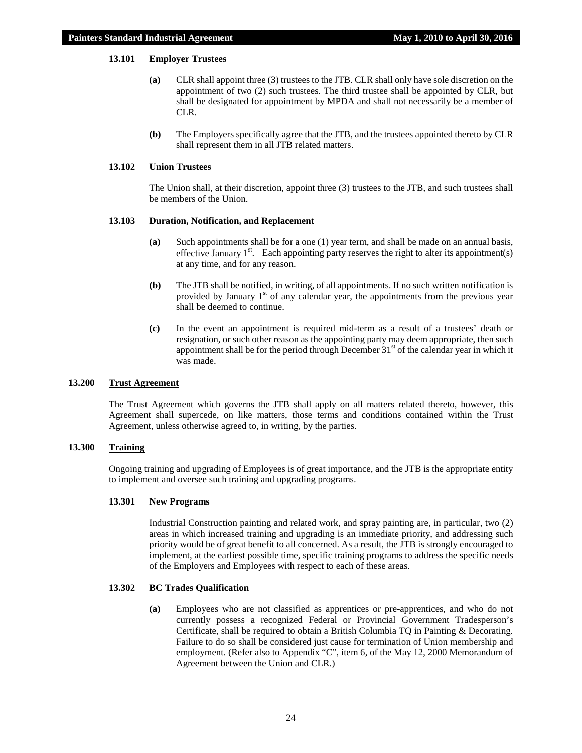#### 13.101 Employer Trustees

**(a)** CLR shall appoint three (3) trustees to the JTB. CLR shall only have sole discretion on the appointment of two (2) such trustees. The third trustee shall be appointed by CLR, but shall be designated for appointment by MPDA and shall not necessarily be a member of CLR.

**(b)** The Employers specifically agree that the JTB, and the trustees appointed thereto by CLR shall represent them in all JTB related matters.

#### 13.102 Union Trustees

The Union shall, at their discretion, appoint three (3) trustees to the JTB, and such trustees shall be members of the Union.

#### 13.103 Duration, Notification, and Replacement

**(a)** Such appointments shall be for a one (1) year term, and shall be made on an annual basis, effective January 1st. Each appointing party reserves the right to alter its appointment(s) at any time, and for any reason.

**(b)** The JTB shall be notified, in writing, of all appointments. If no such written notification is provided by January 1st of any calendar year, the appointments from the previous year shall be deemed to continue.

**(c)** In the event an appointment is required mid-term as a result of a trustees' death or resignation, or such other reason as the appointing party may deem appropriate, then such appointment shall be for the period through December 31st of the calendar year in which it was made.

### 13.200 Trust Agreement

The Trust Agreement which governs the JTB shall apply on all matters related thereto, however, this Agreement shall supercede, on like matters, those terms and conditions contained within the Trust Agreement, unless otherwise agreed to, in writing, by the parties.

### 13.300 Training

Ongoing training and upgrading of Employees is of great importance, and the JTB is the appropriate entity to implement and oversee such training and upgrading programs.

#### 13.301 New Programs

Industrial Construction painting and related work, and spray painting are, in particular, two (2) areas in which increased training and upgrading is an immediate priority, and addressing such priority would be of great benefit to all concerned. As a result, the JTB is strongly encouraged to implement, at the earliest possible time, specific training programs to address the specific needs of the Employers and Employees with respect to each of these areas.

#### 13.302 BC Trades Qualification

**(a)** Employees who are not classified as apprentices or pre-apprentices, and who do not currently possess a recognized Federal or Provincial Government Tradesperson's Certificate, shall be required to obtain a British Columbia TQ in Painting & Decorating. Failure to do so shall be considered just cause for termination of Union membership and employment. (Refer also to Appendix "C", item 6, of the May 12, 2000 Memorandum of Agreement between the Union and CLR.)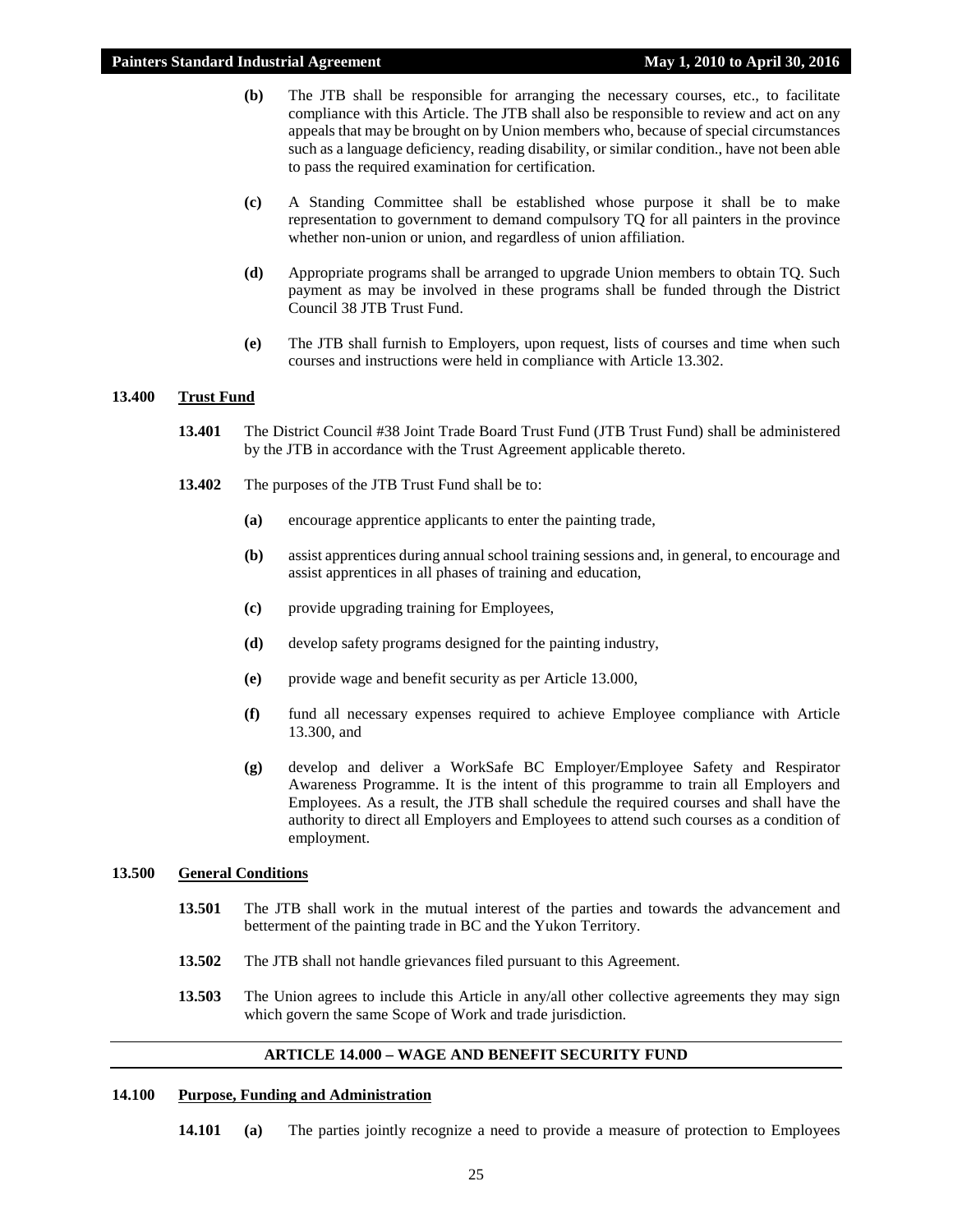**(b)** The JTB shall be responsible for arranging the necessary courses, etc., to facilitate compliance with this Article. The JTB shall also be responsible to review and act on any appeals that may be brought on by Union members who, because of special circumstances such as a language deficiency, reading disability, or similar condition., have not been able to pass the required examination for certification.

**(c)** A Standing Committee shall be established whose purpose it shall be to make representation to government to demand compulsory TQ for all painters in the province whether non-union or union, and regardless of union affiliation.

**(d)** Appropriate programs shall be arranged to upgrade Union members to obtain TQ. Such payment as may be involved in these programs shall be funded through the District Council 38 JTB Trust Fund.

**(e)** The JTB shall furnish to Employers, upon request, lists of courses and time when such courses and instructions were held in compliance with Article 13.302.

### 13.400 Trust Fund

**13.401** The District Council #38 Joint Trade Board Trust Fund (JTB Trust Fund) shall be administered by the JTB in accordance with the Trust Agreement applicable thereto.

**13.402** The purposes of the JTB Trust Fund shall be to:

**(a)** encourage apprentice applicants to enter the painting trade,

**(b)** assist apprentices during annual school training sessions and, in general, to encourage and assist apprentices in all phases of training and education,

**(c)** provide upgrading training for Employees,

**(d)** develop safety programs designed for the painting industry,

**(e)** provide wage and benefit security as per Article 13.000,

**(f)** fund all necessary expenses required to achieve Employee compliance with Article 13.300, and

**(g)** develop and deliver a WorkSafe BC Employer/Employee Safety and Respirator Awareness Programme. It is the intent of this programme to train all Employers and Employees. As a result, the JTB shall schedule the required courses and shall have the authority to direct all Employers and Employees to attend such courses as a condition of employment.

### 13.500 General Conditions

**13.501** The JTB shall work in the mutual interest of the parties and towards the advancement and betterment of the painting trade in BC and the Yukon Territory.

**13.502** The JTB shall not handle grievances filed pursuant to this Agreement.

**13.503** The Union agrees to include this Article in any/all other collective agreements they may sign which govern the same Scope of Work and trade jurisdiction.

## ARTICLE 14.000 – WAGE AND BENEFIT SECURITY FUND

### 14.100 Purpose, Funding and Administration

**14.101** **(a)** The parties jointly recognize a need to provide a measure of protection to Employees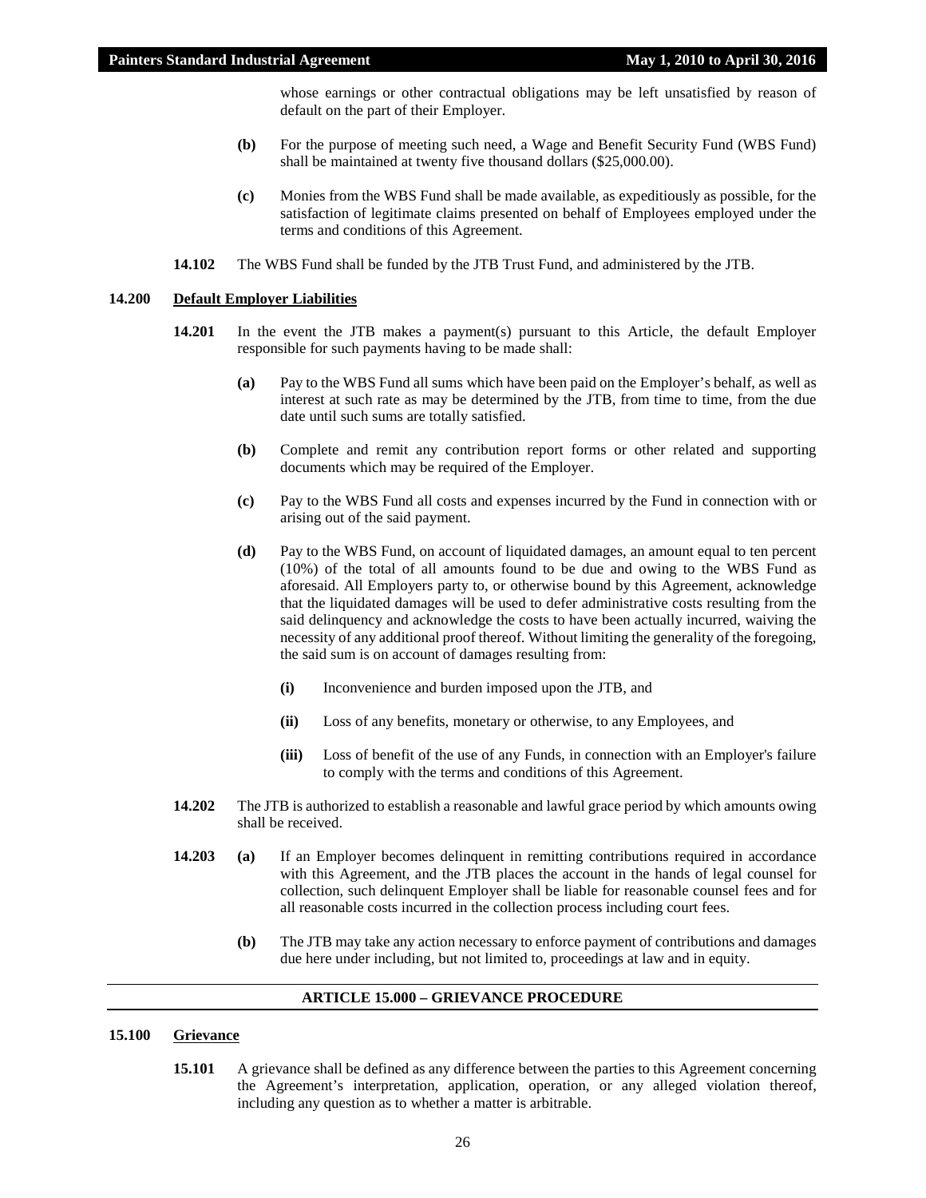whose earnings or other contractual obligations may be left unsatisfied by reason of default on the part of their Employer.

**(b)** For the purpose of meeting such need, a Wage and Benefit Security Fund (WBS Fund) shall be maintained at twenty five thousand dollars ($25,000.00).

**(c)** Monies from the WBS Fund shall be made available, as expeditiously as possible, for the satisfaction of legitimate claims presented on behalf of Employees employed under the terms and conditions of this Agreement.

**14.102** The WBS Fund shall be funded by the JTB Trust Fund, and administered by the JTB.

### 14.200 Default Employer Liabilities

**14.201** In the event the JTB makes a payment(s) pursuant to this Article, the default Employer responsible for such payments having to be made shall:

**(a)** Pay to the WBS Fund all sums which have been paid on the Employer's behalf, as well as interest at such rate as may be determined by the JTB, from time to time, from the due date until such sums are totally satisfied.

**(b)** Complete and remit any contribution report forms or other related and supporting documents which may be required of the Employer.

**(c)** Pay to the WBS Fund all costs and expenses incurred by the Fund in connection with or arising out of the said payment.

**(d)** Pay to the WBS Fund, on account of liquidated damages, an amount equal to ten percent (10%) of the total of all amounts found to be due and owing to the WBS Fund as aforesaid. All Employers party to, or otherwise bound by this Agreement, acknowledge that the liquidated damages will be used to defer administrative costs resulting from the said delinquency and acknowledge the costs to have been actually incurred, waiving the necessity of any additional proof thereof. Without limiting the generality of the foregoing, the said sum is on account of damages resulting from:

**(i)** Inconvenience and burden imposed upon the JTB, and

**(ii)** Loss of any benefits, monetary or otherwise, to any Employees, and

**(iii)** Loss of benefit of the use of any Funds, in connection with an Employer's failure to comply with the terms and conditions of this Agreement.

**14.202** The JTB is authorized to establish a reasonable and lawful grace period by which amounts owing shall be received.

**14.203** **(a)** If an Employer becomes delinquent in remitting contributions required in accordance with this Agreement, and the JTB places the account in the hands of legal counsel for collection, such delinquent Employer shall be liable for reasonable counsel fees and for all reasonable costs incurred in the collection process including court fees.

**(b)** The JTB may take any action necessary to enforce payment of contributions and damages due here under including, but not limited to, proceedings at law and in equity.

## ARTICLE 15.000 – GRIEVANCE PROCEDURE

### 15.100 Grievance

**15.101** A grievance shall be defined as any difference between the parties to this Agreement concerning the Agreement's interpretation, application, operation, or any alleged violation thereof, including any question as to whether a matter is arbitrable.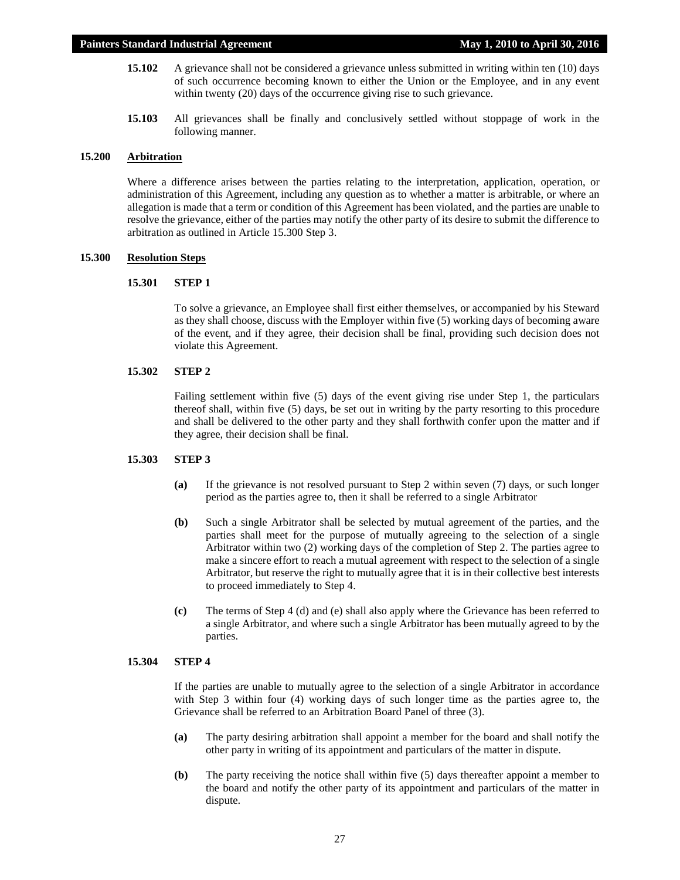**15.102** A grievance shall not be considered a grievance unless submitted in writing within ten (10) days of such occurrence becoming known to either the Union or the Employee, and in any event within twenty (20) days of the occurrence giving rise to such grievance.

**15.103** All grievances shall be finally and conclusively settled without stoppage of work in the following manner.

## 15.200 Arbitration

Where a difference arises between the parties relating to the interpretation, application, operation, or administration of this Agreement, including any question as to whether a matter is arbitrable, or where an allegation is made that a term or condition of this Agreement has been violated, and the parties are unable to resolve the grievance, either of the parties may notify the other party of its desire to submit the difference to arbitration as outlined in Article 15.300 Step 3.

## 15.300 Resolution Steps

### 15.301 STEP 1

To solve a grievance, an Employee shall first either themselves, or accompanied by his Steward as they shall choose, discuss with the Employer within five (5) working days of becoming aware of the event, and if they agree, their decision shall be final, providing such decision does not violate this Agreement.

### 15.302 STEP 2

Failing settlement within five (5) days of the event giving rise under Step 1, the particulars thereof shall, within five (5) days, be set out in writing by the party resorting to this procedure and shall be delivered to the other party and they shall forthwith confer upon the matter and if they agree, their decision shall be final.

### 15.303 STEP 3

**(a)** If the grievance is not resolved pursuant to Step 2 within seven (7) days, or such longer period as the parties agree to, then it shall be referred to a single Arbitrator

**(b)** Such a single Arbitrator shall be selected by mutual agreement of the parties, and the parties shall meet for the purpose of mutually agreeing to the selection of a single Arbitrator within two (2) working days of the completion of Step 2. The parties agree to make a sincere effort to reach a mutual agreement with respect to the selection of a single Arbitrator, but reserve the right to mutually agree that it is in their collective best interests to proceed immediately to Step 4.

**(c)** The terms of Step 4 (d) and (e) shall also apply where the Grievance has been referred to a single Arbitrator, and where such a single Arbitrator has been mutually agreed to by the parties.

### 15.304 STEP 4

If the parties are unable to mutually agree to the selection of a single Arbitrator in accordance with Step 3 within four (4) working days of such longer time as the parties agree to, the Grievance shall be referred to an Arbitration Board Panel of three (3).

**(a)** The party desiring arbitration shall appoint a member for the board and shall notify the other party in writing of its appointment and particulars of the matter in dispute.

**(b)** The party receiving the notice shall within five (5) days thereafter appoint a member to the board and notify the other party of its appointment and particulars of the matter in dispute.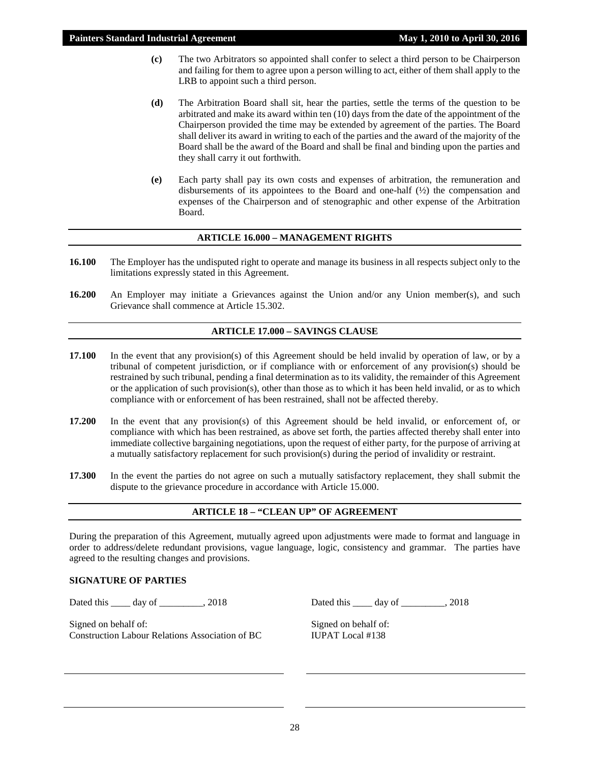**(c)** The two Arbitrators so appointed shall confer to select a third person to be Chairperson and failing for them to agree upon a person willing to act, either of them shall apply to the LRB to appoint such a third person.

**(d)** The Arbitration Board shall sit, hear the parties, settle the terms of the question to be arbitrated and make its award within ten (10) days from the date of the appointment of the Chairperson provided the time may be extended by agreement of the parties. The Board shall deliver its award in writing to each of the parties and the award of the majority of the Board shall be the award of the Board and shall be final and binding upon the parties and they shall carry it out forthwith.

**(e)** Each party shall pay its own costs and expenses of arbitration, the remuneration and disbursements of its appointees to the Board and one-half (½) the compensation and expenses of the Chairperson and of stenographic and other expense of the Arbitration Board.

## ARTICLE 16.000 – MANAGEMENT RIGHTS

**16.100** The Employer has the undisputed right to operate and manage its business in all respects subject only to the limitations expressly stated in this Agreement.

**16.200** An Employer may initiate a Grievances against the Union and/or any Union member(s), and such Grievance shall commence at Article 15.302.

## ARTICLE 17.000 – SAVINGS CLAUSE

**17.100** In the event that any provision(s) of this Agreement should be held invalid by operation of law, or by a tribunal of competent jurisdiction, or if compliance with or enforcement of any provision(s) should be restrained by such tribunal, pending a final determination as to its validity, the remainder of this Agreement or the application of such provision(s), other than those as to which it has been held invalid, or as to which compliance with or enforcement of has been restrained, shall not be affected thereby.

**17.200** In the event that any provision(s) of this Agreement should be held invalid, or enforcement of, or compliance with which has been restrained, as above set forth, the parties affected thereby shall enter into immediate collective bargaining negotiations, upon the request of either party, for the purpose of arriving at a mutually satisfactory replacement for such provision(s) during the period of invalidity or restraint.

**17.300** In the event the parties do not agree on such a mutually satisfactory replacement, they shall submit the dispute to the grievance procedure in accordance with Article 15.000.

## ARTICLE 18 – "CLEAN UP" OF AGREEMENT

During the preparation of this Agreement, mutually agreed upon adjustments were made to format and language in order to address/delete redundant provisions, vague language, logic, consistency and grammar. The parties have agreed to the resulting changes and provisions.

**SIGNATURE OF PARTIES**

| | |
|---|---|
| Dated this ____ day of _________, 2018 | Dated this ____ day of _________, 2018 |
| Signed on behalf of:<br>Construction Labour Relations Association of BC | Signed on behalf of:<br>IUPAT Local #138 |
| ______________________________ | ______________________________ |
| ______________________________ | ______________________________ |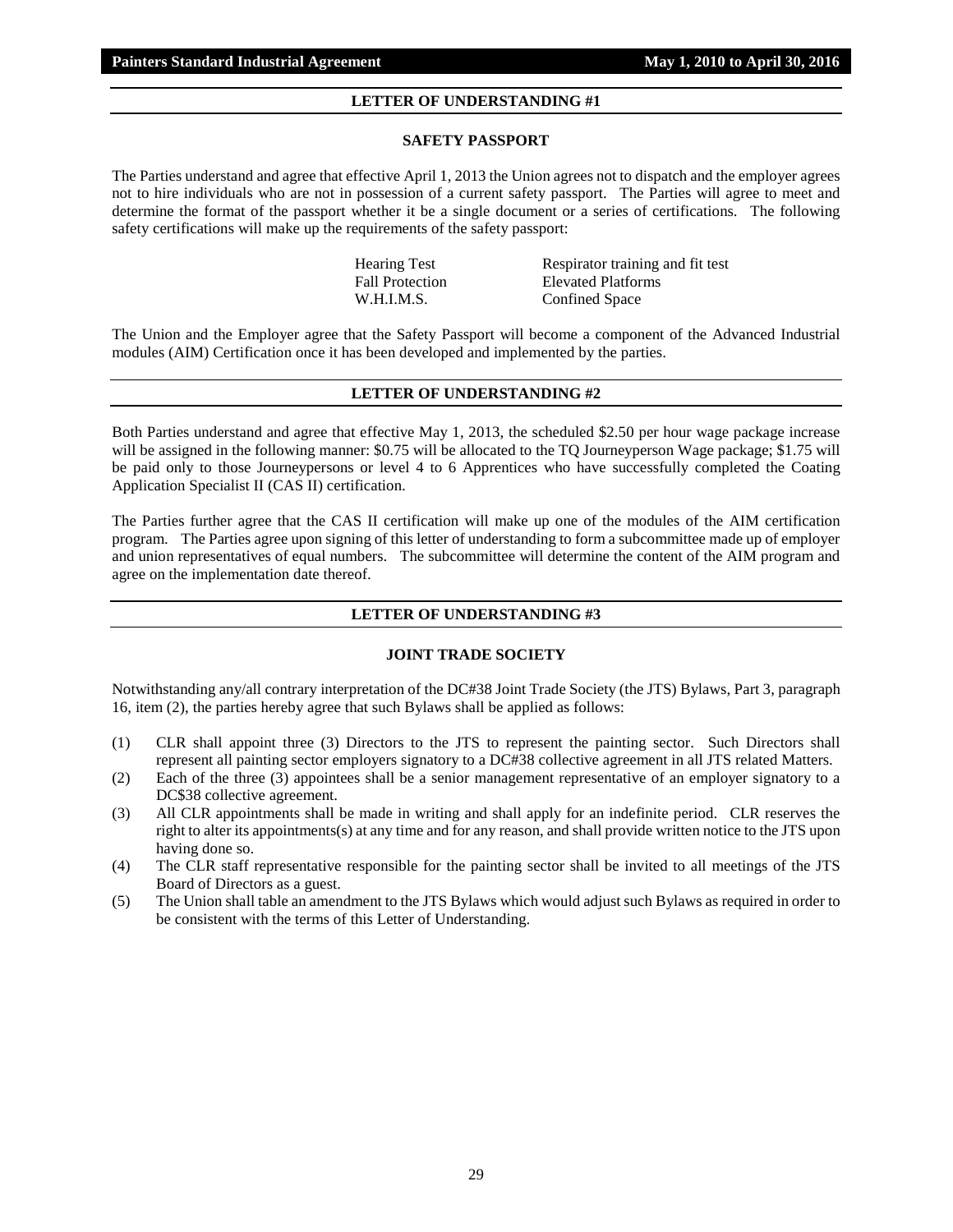## LETTER OF UNDERSTANDING #1

### SAFETY PASSPORT

The Parties understand and agree that effective April 1, 2013 the Union agrees not to dispatch and the employer agrees not to hire individuals who are not in possession of a current safety passport. The Parties will agree to meet and determine the format of the passport whether it be a single document or a series of certifications. The following safety certifications will make up the requirements of the safety passport:

| | |
|---|---|
| Hearing Test | Respirator training and fit test |
| Fall Protection | Elevated Platforms |
| W.H.I.M.S. | Confined Space |

The Union and the Employer agree that the Safety Passport will become a component of the Advanced Industrial modules (AIM) Certification once it has been developed and implemented by the parties.

## LETTER OF UNDERSTANDING #2

Both Parties understand and agree that effective May 1, 2013, the scheduled $2.50 per hour wage package increase will be assigned in the following manner: $0.75 will be allocated to the TQ Journeyperson Wage package; $1.75 will be paid only to those Journeypersons or level 4 to 6 Apprentices who have successfully completed the Coating Application Specialist II (CAS II) certification.

The Parties further agree that the CAS II certification will make up one of the modules of the AIM certification program. The Parties agree upon signing of this letter of understanding to form a subcommittee made up of employer and union representatives of equal numbers. The subcommittee will determine the content of the AIM program and agree on the implementation date thereof.

## LETTER OF UNDERSTANDING #3

### JOINT TRADE SOCIETY

Notwithstanding any/all contrary interpretation of the DC#38 Joint Trade Society (the JTS) Bylaws, Part 3, paragraph 16, item (2), the parties hereby agree that such Bylaws shall be applied as follows:

(1) CLR shall appoint three (3) Directors to the JTS to represent the painting sector. Such Directors shall represent all painting sector employers signatory to a DC#38 collective agreement in all JTS related Matters.

(2) Each of the three (3) appointees shall be a senior management representative of an employer signatory to a DC$38 collective agreement.

(3) All CLR appointments shall be made in writing and shall apply for an indefinite period. CLR reserves the right to alter its appointments(s) at any time and for any reason, and shall provide written notice to the JTS upon having done so.

(4) The CLR staff representative responsible for the painting sector shall be invited to all meetings of the JTS Board of Directors as a guest.

(5) The Union shall table an amendment to the JTS Bylaws which would adjust such Bylaws as required in order to be consistent with the terms of this Letter of Understanding.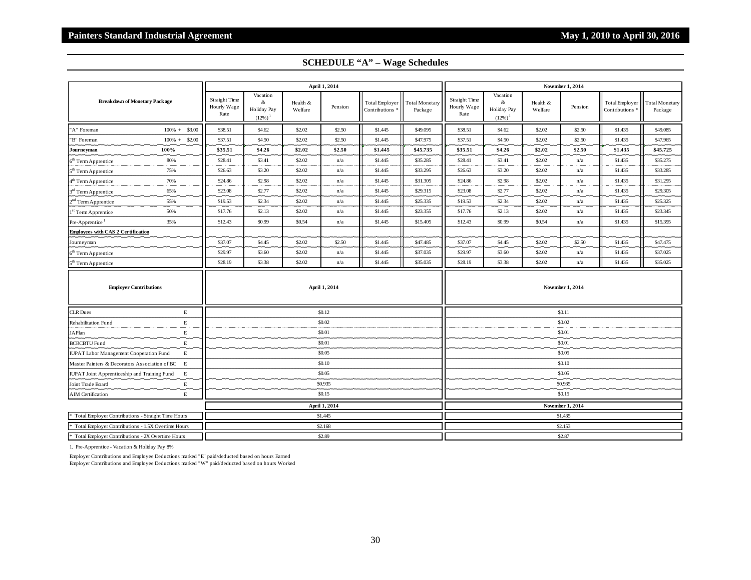## SCHEDULE "A" – Wage Schedules

| Breakdown of Monetary Package | | April 1, 2014 | | | | | | November 1, 2014 | | | | | |
|---|---|---|---|---|---|---|---|---|---|---|---|---|---|
| | | Straight Time Hourly Wage Rate | Vacation & Holiday Pay (12%) [1] | Health & Welfare | Pension | Total Employer Contributions * | Total Monetary Package | Straight Time Hourly Wage Rate | Vacation & Holiday Pay (12%) [1] | Health & Welfare | Pension | Total Employer Contributions * | Total Monetary Package |
| "A" Foreman | 100% + $3.00 | $38.51 | $4.62 | $2.02 | $2.50 | $1.445 | $49.095 | $38.51 | $4.62 | $2.02 | $2.50 | $1.435 | $49.085 |
| "B" Foreman | 100% + $2.00 | $37.51 | $4.50 | $2.02 | $2.50 | $1.445 | $47.975 | $37.51 | $4.50 | $2.02 | $2.50 | $1.435 | $47.965 |
| **Journeyman** | **100%** | **$35.51** | **$4.26** | **$2.02** | **$2.50** | **$1.445** | **$45.735** | **$35.51** | **$4.26** | **$2.02** | **$2.50** | **$1.435** | **$45.725** |
| 6th Term Apprentice | 80% | $28.41 | $3.41 | $2.02 | n/a | $1.445 | $35.285 | $28.41 | $3.41 | $2.02 | n/a | $1.435 | $35.275 |
| 5th Term Apprentice | 75% | $26.63 | $3.20 | $2.02 | n/a | $1.445 | $33.295 | $26.63 | $3.20 | $2.02 | n/a | $1.435 | $33.285 |
| 4th Term Apprentice | 70% | $24.86 | $2.98 | $2.02 | n/a | $1.445 | $31.305 | $24.86 | $2.98 | $2.02 | n/a | $1.435 | $31.295 |
| 3rd Term Apprentice | 65% | $23.08 | $2.77 | $2.02 | n/a | $1.445 | $29.315 | $23.08 | $2.77 | $2.02 | n/a | $1.435 | $29.305 |
| 2nd Term Apprentice | 55% | $19.53 | $2.34 | $2.02 | n/a | $1.445 | $25.335 | $19.53 | $2.34 | $2.02 | n/a | $1.435 | $25.325 |
| 1st Term Apprentice | 50% | $17.76 | $2.13 | $2.02 | n/a | $1.445 | $23.355 | $17.76 | $2.13 | $2.02 | n/a | $1.435 | $23.345 |
| Pre-Apprentice [1] | 35% | $12.43 | $0.99 | $0.54 | n/a | $1.445 | $15.405 | $12.43 | $0.99 | $0.54 | n/a | $1.435 | $15.395 |
| **Employees with CAS 2 Certification** | | | | | | | | | | | | | |
| Journeyman | | $37.07 | $4.45 | $2.02 | $2.50 | $1.445 | $47.485 | $37.07 | $4.45 | $2.02 | $2.50 | $1.435 | $47.475 |
| 6th Term Apprentice | | $29.97 | $3.60 | $2.02 | n/a | $1.445 | $37.035 | $29.97 | $3.60 | $2.02 | n/a | $1.435 | $37.025 |
| 5th Term Apprentice | | $28.19 | $3.38 | $2.02 | n/a | $1.445 | $35.035 | $28.19 | $3.38 | $2.02 | n/a | $1.435 | $35.025 |

| Employer Contributions | | April 1, 2014 | November 1, 2014 |
|---|---|---|---|
| CLR Dues | E | $0.12 | $0.11 |
| Rehabilitation Fund | E | $0.02 | $0.02 |
| JAPlan | E | $0.01 | $0.01 |
| BCBCBTU Fund | E | $0.01 | $0.01 |
| IUPAT Labor Management Cooperation Fund | E | $0.05 | $0.05 |
| Master Painters & Decorators Association of BC | E | $0.10 | $0.10 |
| IUPAT Joint Apprenticeship and Training Fund | E | $0.05 | $0.05 |
| Joint Trade Board | E | $0.935 | $0.935 |
| AIM Certification | E | $0.15 | $0.15 |

| | April 1, 2014 | November 1, 2014 |
|---|---|---|
| * Total Employer Contributions - Straight Time Hours | $1.445 | $1.435 |
| * Total Employer Contributions - 1.5X Overtime Hours | $2.168 | $2.153 |
| * Total Employer Contributions - 2X Overtime Hours | $2.89 | $2.87 |

1. Pre-Apprentice - Vacation & Holiday Pay 8%

Employer Contributions and Employee Deductions marked "E" paid/deducted based on hours Earned

Employer Contributions and Employee Deductions marked "W" paid/deducted based on hours Worked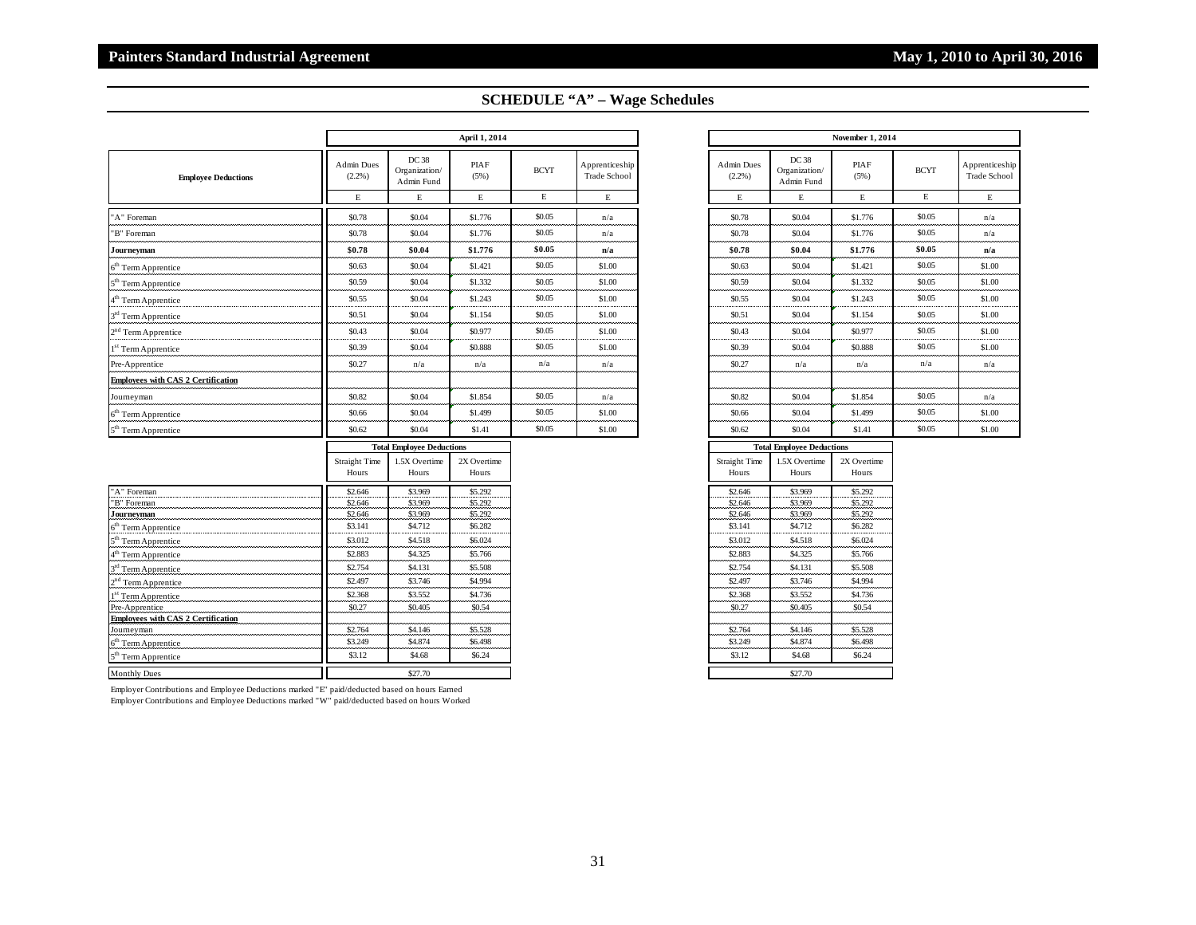## SCHEDULE "A" – Wage Schedules

| Employee Deductions | April 1, 2014 | | | | |
|---|---|---|---|---|---|
| | Admin Dues (2.2%) | DC 38 Organization/ Admin Fund | PIAF (5%) | BCYT | Apprenticeship Trade School |
| | E | E | E | E | E |
| "A" Foreman | $0.78 | $0.04 | $1.776 | $0.05 | n/a |
| "B" Foreman | $0.78 | $0.04 | $1.776 | $0.05 | n/a |
| **Journeyman** | **$0.78** | **$0.04** | **$1.776** | **$0.05** | **n/a** |
| 6th Term Apprentice | $0.63 | $0.04 | $1.421 | $0.05 | $1.00 |
| 5th Term Apprentice | $0.59 | $0.04 | $1.332 | $0.05 | $1.00 |
| 4th Term Apprentice | $0.55 | $0.04 | $1.243 | $0.05 | $1.00 |
| 3rd Term Apprentice | $0.51 | $0.04 | $1.154 | $0.05 | $1.00 |
| 2nd Term Apprentice | $0.43 | $0.04 | $0.977 | $0.05 | $1.00 |
| 1st Term Apprentice | $0.39 | $0.04 | $0.888 | $0.05 | $1.00 |
| Pre-Apprentice | $0.27 | n/a | n/a | n/a | n/a |
| **Employees with CAS 2 Certification** | | | | | |
| Journeyman | $0.82 | $0.04 | $1.854 | $0.05 | n/a |
| 6th Term Apprentice | $0.66 | $0.04 | $1.499 | $0.05 | $1.00 |
| 5th Term Apprentice | $0.62 | $0.04 | $1.41 | $0.05 | $1.00 |

| | Total Employee Deductions | | |
|---|---|---|---|
| | Straight Time Hours | 1.5X Overtime Hours | 2X Overtime Hours |
| "A" Foreman | $2.646 | $3.969 | $5.292 |
| "B" Foreman | $2.646 | $3.969 | $5.292 |
| **Journeyman** | $2.646 | $3.969 | $5.292 |
| 6th Term Apprentice | $3.141 | $4.712 | $6.282 |
| 5th Term Apprentice | $3.012 | $4.518 | $6.024 |
| 4th Term Apprentice | $2.883 | $4.325 | $5.766 |
| 3rd Term Apprentice | $2.754 | $4.131 | $5.508 |
| 2nd Term Apprentice | $2.497 | $3.746 | $4.994 |
| 1st Term Apprentice | $2.368 | $3.552 | $4.736 |
| Pre-Apprentice | $0.27 | $0.405 | $0.54 |
| **Employees with CAS 2 Certification** | | | |
| Journeyman | $2.764 | $4.146 | $5.528 |
| 6th Term Apprentice | $3.249 | $4.874 | $6.498 |
| 5th Term Apprentice | $3.12 | $4.68 | $6.24 |
| Monthly Dues | | $27.70 | |

| Employee Deductions | November 1, 2014 | | | | |
|---|---|---|---|---|---|
| | Admin Dues (2.2%) | DC 38 Organization/ Admin Fund | PIAF (5%) | BCYT | Apprenticeship Trade School |
| | E | E | E | E | E |
| "A" Foreman | $0.78 | $0.04 | $1.776 | $0.05 | n/a |
| "B" Foreman | $0.78 | $0.04 | $1.776 | $0.05 | n/a |
| **Journeyman** | **$0.78** | **$0.04** | **$1.776** | **$0.05** | **n/a** |
| 6th Term Apprentice | $0.63 | $0.04 | $1.421 | $0.05 | $1.00 |
| 5th Term Apprentice | $0.59 | $0.04 | $1.332 | $0.05 | $1.00 |
| 4th Term Apprentice | $0.55 | $0.04 | $1.243 | $0.05 | $1.00 |
| 3rd Term Apprentice | $0.51 | $0.04 | $1.154 | $0.05 | $1.00 |
| 2nd Term Apprentice | $0.43 | $0.04 | $0.977 | $0.05 | $1.00 |
| 1st Term Apprentice | $0.39 | $0.04 | $0.888 | $0.05 | $1.00 |
| Pre-Apprentice | $0.27 | n/a | n/a | n/a | n/a |
| **Employees with CAS 2 Certification** | | | | | |
| Journeyman | $0.82 | $0.04 | $1.854 | $0.05 | n/a |
| 6th Term Apprentice | $0.66 | $0.04 | $1.499 | $0.05 | $1.00 |
| 5th Term Apprentice | $0.62 | $0.04 | $1.41 | $0.05 | $1.00 |

| | Total Employee Deductions | | |
|---|---|---|---|
| | Straight Time Hours | 1.5X Overtime Hours | 2X Overtime Hours |
| "A" Foreman | $2.646 | $3.969 | $5.292 |
| "B" Foreman | $2.646 | $3.969 | $5.292 |
| **Journeyman** | $2.646 | $3.969 | $5.292 |
| 6th Term Apprentice | $3.141 | $4.712 | $6.282 |
| 5th Term Apprentice | $3.012 | $4.518 | $6.024 |
| 4th Term Apprentice | $2.883 | $4.325 | $5.766 |
| 3rd Term Apprentice | $2.754 | $4.131 | $5.508 |
| 2nd Term Apprentice | $2.497 | $3.746 | $4.994 |
| 1st Term Apprentice | $2.368 | $3.552 | $4.736 |
| Pre-Apprentice | $0.27 | $0.405 | $0.54 |
| **Employees with CAS 2 Certification** | | | |
| Journeyman | $2.764 | $4.146 | $5.528 |
| 6th Term Apprentice | $3.249 | $4.874 | $6.498 |
| 5th Term Apprentice | $3.12 | $4.68 | $6.24 |
| Monthly Dues | | $27.70 | |

Employer Contributions and Employee Deductions marked "E" paid/deducted based on hours Earned

Employer Contributions and Employee Deductions marked "W" paid/deducted based on hours Worked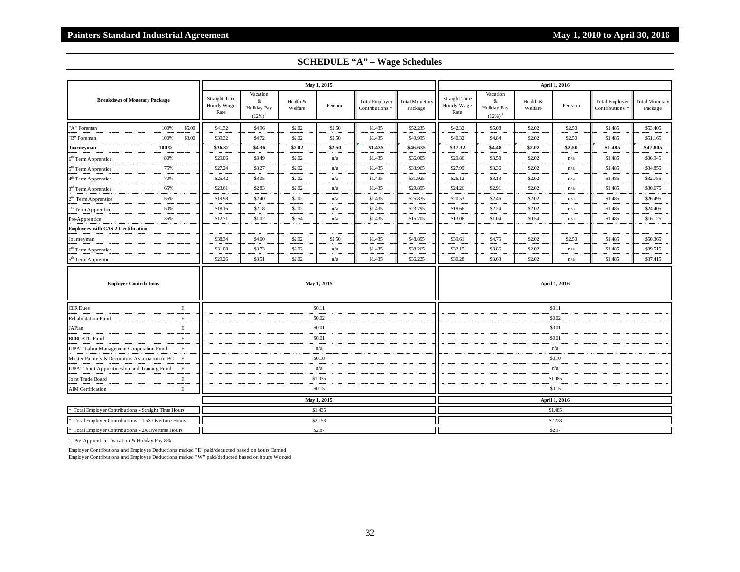## SCHEDULE "A" – Wage Schedules

| Breakdown of Monetary Package | | | May 1, 2015 | | | | | | April 1, 2016 | | | | | |
|---|---|---|---|---|---|---|---|---|---|---|---|---|---|---|
| | | | Straight Time Hourly Wage Rate | Vacation & Holiday Pay (12%) [1] | Health & Welfare | Pension | Total Employer Contributions * | Total Monetary Package | Straight Time Hourly Wage Rate | Vacation & Holiday Pay (12%) [1] | Health & Welfare | Pension | Total Employer Contributions * | Total Monetary Package |
| "A" Foreman | 100% + | $5.00 | $41.32 | $4.96 | $2.02 | $2.50 | $1.435 | $52.235 | $42.32 | $5.08 | $2.02 | $2.50 | $1.485 | $53.405 |
| "B" Foreman | 100% + | $3.00 | $39.32 | $4.72 | $2.02 | $2.50 | $1.435 | $49.995 | $40.32 | $4.84 | $2.02 | $2.50 | $1.485 | $51.165 |
| **Journeyman** | **100%** | | **$36.32** | **$4.36** | **$2.02** | **$2.50** | **$1.435** | **$46.635** | **$37.32** | **$4.48** | **$2.02** | **$2.50** | **$1.485** | **$47.805** |
| 6th Term Apprentice | 80% | | $29.06 | $3.49 | $2.02 | n/a | $1.435 | $36.005 | $29.86 | $3.58 | $2.02 | n/a | $1.485 | $36.945 |
| 5th Term Apprentice | 75% | | $27.24 | $3.27 | $2.02 | n/a | $1.435 | $33.965 | $27.99 | $3.36 | $2.02 | n/a | $1.485 | $34.855 |
| 4th Term Apprentice | 70% | | $25.42 | $3.05 | $2.02 | n/a | $1.435 | $31.925 | $26.12 | $3.13 | $2.02 | n/a | $1.485 | $32.755 |
| 3rd Term Apprentice | 65% | | $23.61 | $2.83 | $2.02 | n/a | $1.435 | $29.895 | $24.26 | $2.91 | $2.02 | n/a | $1.485 | $30.675 |
| 2nd Term Apprentice | 55% | | $19.98 | $2.40 | $2.02 | n/a | $1.435 | $25.835 | $20.53 | $2.46 | $2.02 | n/a | $1.485 | $26.495 |
| 1st Term Apprentice | 50% | | $18.16 | $2.18 | $2.02 | n/a | $1.435 | $23.795 | $18.66 | $2.24 | $2.02 | n/a | $1.485 | $24.405 |
| Pre-Apprentice [1] | 35% | | $12.71 | $1.02 | $0.54 | n/a | $1.435 | $15.705 | $13.06 | $1.04 | $0.54 | n/a | $1.485 | $16.125 |
| **Employees with CAS 2 Certification** | | | | | | | | | | | | | | |
| Journeyman | | | $38.34 | $4.60 | $2.02 | $2.50 | $1.435 | $48.895 | $39.61 | $4.75 | $2.02 | $2.50 | $1.485 | $50.365 |
| 6th Term Apprentice | | | $31.08 | $3.73 | $2.02 | n/a | $1.435 | $38.265 | $32.15 | $3.86 | $2.02 | n/a | $1.485 | $39.515 |
| 5th Term Apprentice | | | $29.26 | $3.51 | $2.02 | n/a | $1.435 | $36.225 | $30.28 | $3.63 | $2.02 | n/a | $1.485 | $37.415 |

| Employer Contributions | | May 1, 2015 | April 1, 2016 |
|---|---|---|---|
| CLR Dues | E | $0.11 | $0.11 |
| Rehabilitation Fund | E | $0.02 | $0.02 |
| JA Plan | E | $0.01 | $0.01 |
| BCBCBTU Fund | E | $0.01 | $0.01 |
| IUPAT Labor Management Cooperation Fund | E | n/a | n/a |
| Master Painters & Decorators Association of BC | E | $0.10 | $0.10 |
| IUPAT Joint Apprenticeship and Training Fund | E | n/a | n/a |
| Joint Trade Board | E | $1.035 | $1.085 |
| AIM Certification | E | $0.15 | $0.15 |

| | May 1, 2015 | April 1, 2016 |
|---|---|---|
| * Total Employer Contributions - Straight Time Hours | $1.435 | $1.485 |
| * Total Employer Contributions - 1.5X Overtime Hours | $2.153 | $2.228 |
| * Total Employer Contributions - 2X Overtime Hours | $2.87 | $2.97 |

1. Pre-Apprentice - Vacation & Holiday Pay 8%

Employer Contributions and Employee Deductions marked "E" paid/deducted based on hours Earned

Employer Contributions and Employee Deductions marked "W" paid/deducted based on hours Worked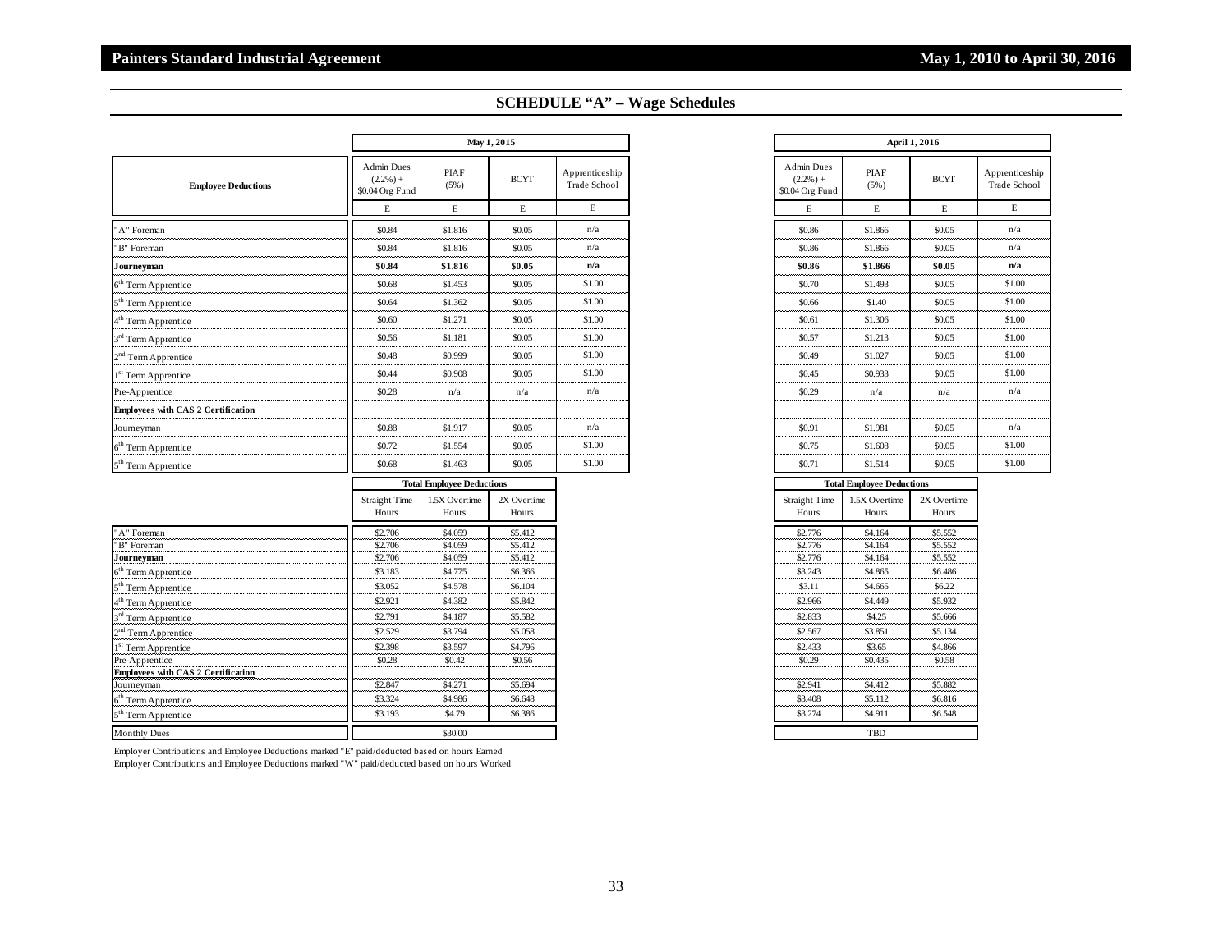## SCHEDULE "A" – Wage Schedules

| Employee Deductions | May 1, 2015 | | | | April 1, 2016 | | | |
|---|---|---|---|---|---|---|---|---|
| | Admin Dues (2.2%) + $0.04 Org Fund | PIAF (5%) | BCYT | Apprenticeship Trade School | Admin Dues (2.2%) + $0.04 Org Fund | PIAF (5%) | BCYT | Apprenticeship Trade School |
| | E | E | E | E | E | E | E | E |
| "A" Foreman | $0.84 | $1.816 | $0.05 | n/a | $0.86 | $1.866 | $0.05 | n/a |
| "B" Foreman | $0.84 | $1.816 | $0.05 | n/a | $0.86 | $1.866 | $0.05 | n/a |
| **Journeyman** | **$0.84** | **$1.816** | **$0.05** | **n/a** | **$0.86** | **$1.866** | **$0.05** | **n/a** |
| 6th Term Apprentice | $0.68 | $1.453 | $0.05 | $1.00 | $0.70 | $1.493 | $0.05 | $1.00 |
| 5th Term Apprentice | $0.64 | $1.362 | $0.05 | $1.00 | $0.66 | $1.40 | $0.05 | $1.00 |
| 4th Term Apprentice | $0.60 | $1.271 | $0.05 | $1.00 | $0.61 | $1.306 | $0.05 | $1.00 |
| 3rd Term Apprentice | $0.56 | $1.181 | $0.05 | $1.00 | $0.57 | $1.213 | $0.05 | $1.00 |
| 2nd Term Apprentice | $0.48 | $0.999 | $0.05 | $1.00 | $0.49 | $1.027 | $0.05 | $1.00 |
| 1st Term Apprentice | $0.44 | $0.908 | $0.05 | $1.00 | $0.45 | $0.933 | $0.05 | $1.00 |
| Pre-Apprentice | $0.28 | n/a | n/a | n/a | $0.29 | n/a | n/a | n/a |
| **Employees with CAS 2 Certification** | | | | | | | | |
| Journeyman | $0.88 | $1.917 | $0.05 | n/a | $0.91 | $1.981 | $0.05 | n/a |
| 6th Term Apprentice | $0.72 | $1.554 | $0.05 | $1.00 | $0.75 | $1.608 | $0.05 | $1.00 |
| 5th Term Apprentice | $0.68 | $1.463 | $0.05 | $1.00 | $0.71 | $1.514 | $0.05 | $1.00 |

| | Total Employee Deductions (May 1, 2015) | | | Total Employee Deductions (April 1, 2016) | | |
|---|---|---|---|---|---|---|
| | Straight Time Hours | 1.5X Overtime Hours | 2X Overtime Hours | Straight Time Hours | 1.5X Overtime Hours | 2X Overtime Hours |
| "A" Foreman | $2.706 | $4.059 | $5.412 | $2.776 | $4.164 | $5.552 |
| "B" Foreman | $2.706 | $4.059 | $5.412 | $2.776 | $4.164 | $5.552 |
| **Journeyman** | $2.706 | $4.059 | $5.412 | $2.776 | $4.164 | $5.552 |
| 6th Term Apprentice | $3.183 | $4.775 | $6.366 | $3.243 | $4.865 | $6.486 |
| 5th Term Apprentice | $3.052 | $4.578 | $6.104 | $3.11 | $4.665 | $6.22 |
| 4th Term Apprentice | $2.921 | $4.382 | $5.842 | $2.966 | $4.449 | $5.932 |
| 3rd Term Apprentice | $2.791 | $4.187 | $5.582 | $2.833 | $4.25 | $5.666 |
| 2nd Term Apprentice | $2.529 | $3.794 | $5.058 | $2.567 | $3.851 | $5.134 |
| 1st Term Apprentice | $2.398 | $3.597 | $4.796 | $2.433 | $3.65 | $4.866 |
| Pre-Apprentice | $0.28 | $0.42 | $0.56 | $0.29 | $0.435 | $0.58 |
| **Employees with CAS 2 Certification** | | | | | | |
| Journeyman | $2.847 | $4.271 | $5.694 | $2.941 | $4.412 | $5.882 |
| 6th Term Apprentice | $3.324 | $4.986 | $6.648 | $3.408 | $5.112 | $6.816 |
| 5th Term Apprentice | $3.193 | $4.79 | $6.386 | $3.274 | $4.911 | $6.548 |
| Monthly Dues | $30.00 | | | TBD | | |

Employer Contributions and Employee Deductions marked "E" paid/deducted based on hours Earned

Employer Contributions and Employee Deductions marked "W" paid/deducted based on hours Worked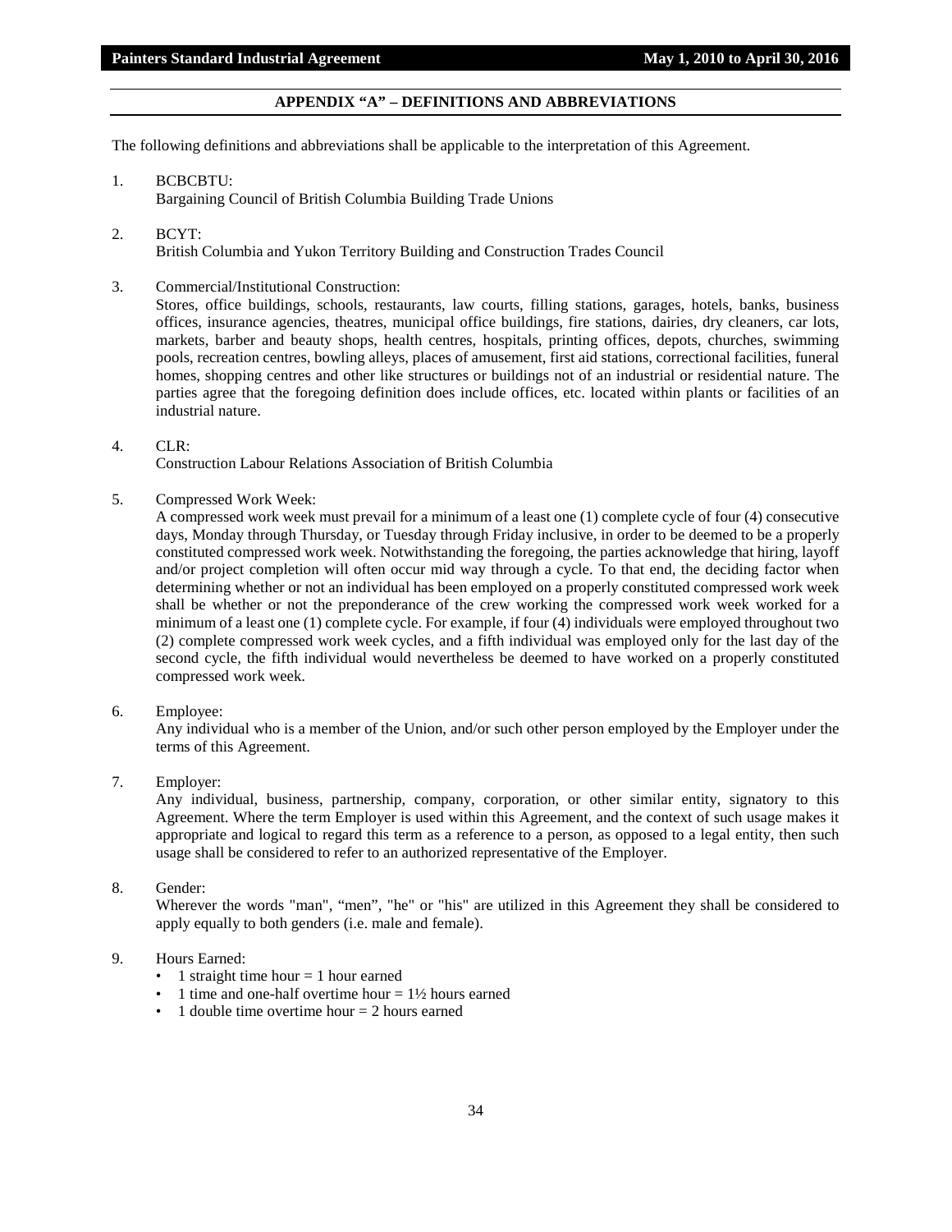## APPENDIX "A" – DEFINITIONS AND ABBREVIATIONS

The following definitions and abbreviations shall be applicable to the interpretation of this Agreement.

1. BCBCBTU:
   Bargaining Council of British Columbia Building Trade Unions

2. BCYT:
   British Columbia and Yukon Territory Building and Construction Trades Council

3. Commercial/Institutional Construction:
   Stores, office buildings, schools, restaurants, law courts, filling stations, garages, hotels, banks, business offices, insurance agencies, theatres, municipal office buildings, fire stations, dairies, dry cleaners, car lots, markets, barber and beauty shops, health centres, hospitals, printing offices, depots, churches, swimming pools, recreation centres, bowling alleys, places of amusement, first aid stations, correctional facilities, funeral homes, shopping centres and other like structures or buildings not of an industrial or residential nature. The parties agree that the foregoing definition does include offices, etc. located within plants or facilities of an industrial nature.

4. CLR:
   Construction Labour Relations Association of British Columbia

5. Compressed Work Week:
   A compressed work week must prevail for a minimum of a least one (1) complete cycle of four (4) consecutive days, Monday through Thursday, or Tuesday through Friday inclusive, in order to be deemed to be a properly constituted compressed work week. Notwithstanding the foregoing, the parties acknowledge that hiring, layoff and/or project completion will often occur mid way through a cycle. To that end, the deciding factor when determining whether or not an individual has been employed on a properly constituted compressed work week shall be whether or not the preponderance of the crew working the compressed work week worked for a minimum of a least one (1) complete cycle. For example, if four (4) individuals were employed throughout two (2) complete compressed work week cycles, and a fifth individual was employed only for the last day of the second cycle, the fifth individual would nevertheless be deemed to have worked on a properly constituted compressed work week.

6. Employee:
   Any individual who is a member of the Union, and/or such other person employed by the Employer under the terms of this Agreement.

7. Employer:
   Any individual, business, partnership, company, corporation, or other similar entity, signatory to this Agreement. Where the term Employer is used within this Agreement, and the context of such usage makes it appropriate and logical to regard this term as a reference to a person, as opposed to a legal entity, then such usage shall be considered to refer to an authorized representative of the Employer.

8. Gender:
   Wherever the words "man", "men", "he" or "his" are utilized in this Agreement they shall be considered to apply equally to both genders (i.e. male and female).

9. Hours Earned:
   - 1 straight time hour = 1 hour earned
   - 1 time and one-half overtime hour = 1½ hours earned
   - 1 double time overtime hour = 2 hours earned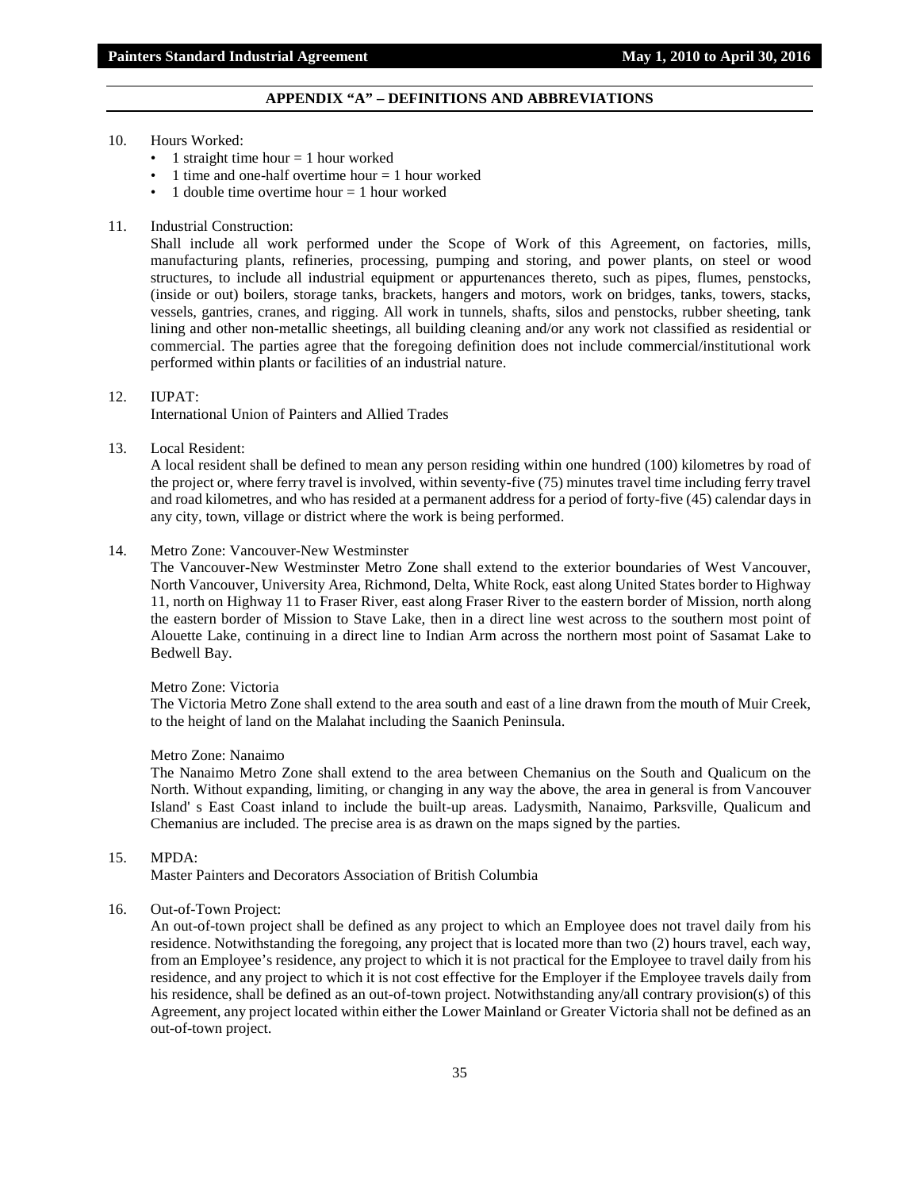## APPENDIX "A" – DEFINITIONS AND ABBREVIATIONS

10. Hours Worked:
    - 1 straight time hour = 1 hour worked
    - 1 time and one-half overtime hour = 1 hour worked
    - 1 double time overtime hour = 1 hour worked

11. Industrial Construction:
    Shall include all work performed under the Scope of Work of this Agreement, on factories, mills, manufacturing plants, refineries, processing, pumping and storing, and power plants, on steel or wood structures, to include all industrial equipment or appurtenances thereto, such as pipes, flumes, penstocks, (inside or out) boilers, storage tanks, brackets, hangers and motors, work on bridges, tanks, towers, stacks, vessels, gantries, cranes, and rigging. All work in tunnels, shafts, silos and penstocks, rubber sheeting, tank lining and other non-metallic sheetings, all building cleaning and/or any work not classified as residential or commercial. The parties agree that the foregoing definition does not include commercial/institutional work performed within plants or facilities of an industrial nature.

12. IUPAT:
    International Union of Painters and Allied Trades

13. Local Resident:
    A local resident shall be defined to mean any person residing within one hundred (100) kilometres by road of the project or, where ferry travel is involved, within seventy-five (75) minutes travel time including ferry travel and road kilometres, and who has resided at a permanent address for a period of forty-five (45) calendar days in any city, town, village or district where the work is being performed.

14. Metro Zone: Vancouver-New Westminster
    The Vancouver-New Westminster Metro Zone shall extend to the exterior boundaries of West Vancouver, North Vancouver, University Area, Richmond, Delta, White Rock, east along United States border to Highway 11, north on Highway 11 to Fraser River, east along Fraser River to the eastern border of Mission, north along the eastern border of Mission to Stave Lake, then in a direct line west across to the southern most point of Alouette Lake, continuing in a direct line to Indian Arm across the northern most point of Sasamat Lake to Bedwell Bay.

    Metro Zone: Victoria
    The Victoria Metro Zone shall extend to the area south and east of a line drawn from the mouth of Muir Creek, to the height of land on the Malahat including the Saanich Peninsula.

    Metro Zone: Nanaimo
    The Nanaimo Metro Zone shall extend to the area between Chemanius on the South and Qualicum on the North. Without expanding, limiting, or changing in any way the above, the area in general is from Vancouver Island' s East Coast inland to include the built-up areas. Ladysmith, Nanaimo, Parksville, Qualicum and Chemanius are included. The precise area is as drawn on the maps signed by the parties.

15. MPDA:
    Master Painters and Decorators Association of British Columbia

16. Out-of-Town Project:
    An out-of-town project shall be defined as any project to which an Employee does not travel daily from his residence. Notwithstanding the foregoing, any project that is located more than two (2) hours travel, each way, from an Employee's residence, any project to which it is not practical for the Employee to travel daily from his residence, and any project to which it is not cost effective for the Employer if the Employee travels daily from his residence, shall be defined as an out-of-town project. Notwithstanding any/all contrary provision(s) of this Agreement, any project located within either the Lower Mainland or Greater Victoria shall not be defined as an out-of-town project.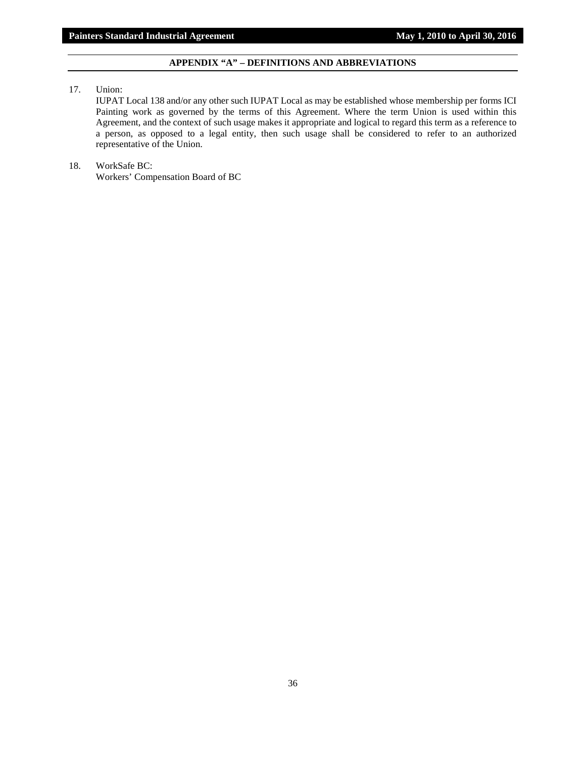## APPENDIX "A" – DEFINITIONS AND ABBREVIATIONS

17. Union:
    IUPAT Local 138 and/or any other such IUPAT Local as may be established whose membership per forms ICI Painting work as governed by the terms of this Agreement. Where the term Union is used within this Agreement, and the context of such usage makes it appropriate and logical to regard this term as a reference to a person, as opposed to a legal entity, then such usage shall be considered to refer to an authorized representative of the Union.

18. WorkSafe BC:
    Workers' Compensation Board of BC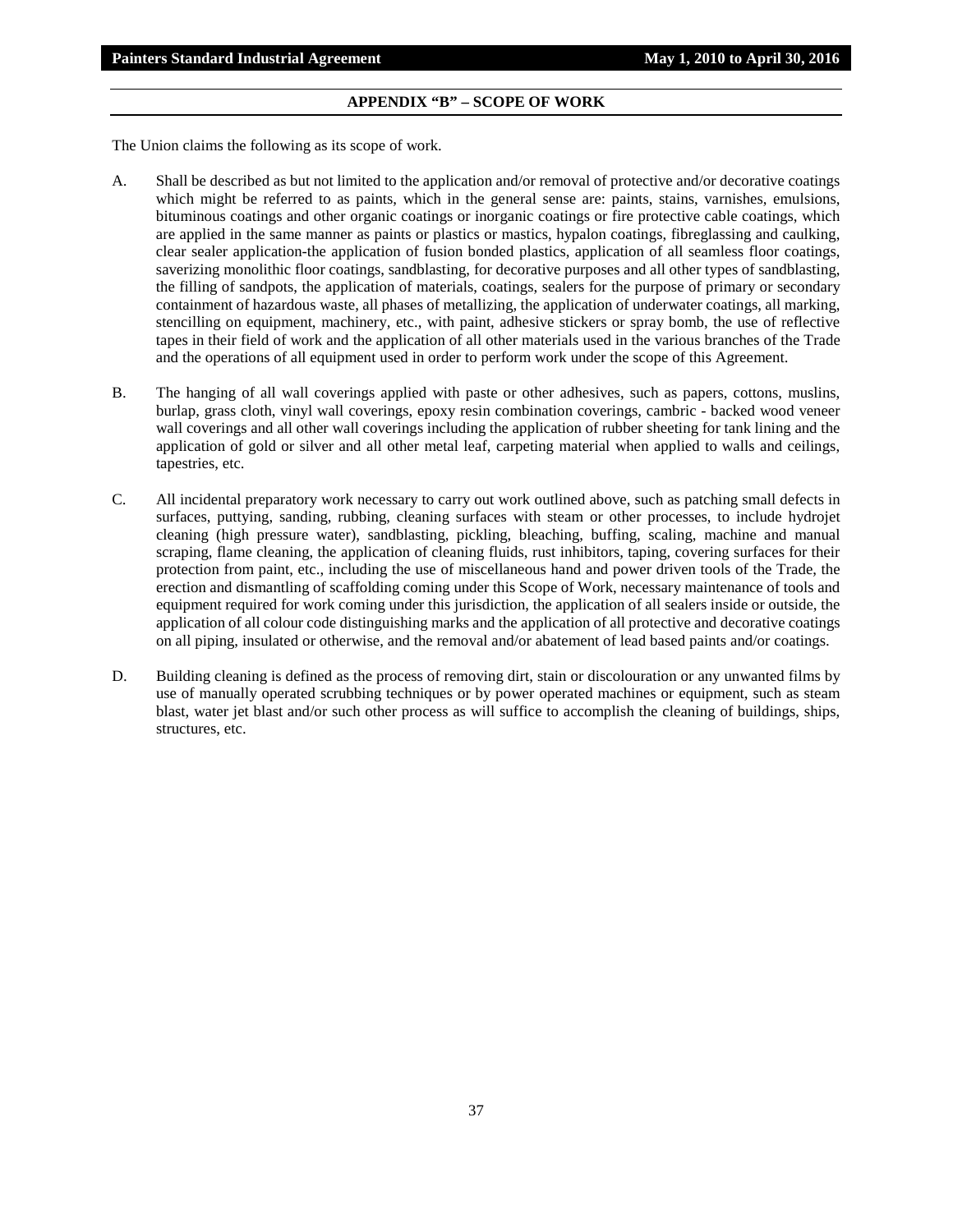## APPENDIX "B" – SCOPE OF WORK

The Union claims the following as its scope of work.

A. Shall be described as but not limited to the application and/or removal of protective and/or decorative coatings which might be referred to as paints, which in the general sense are: paints, stains, varnishes, emulsions, bituminous coatings and other organic coatings or inorganic coatings or fire protective cable coatings, which are applied in the same manner as paints or plastics or mastics, hypalon coatings, fibreglassing and caulking, clear sealer application-the application of fusion bonded plastics, application of all seamless floor coatings, saverizing monolithic floor coatings, sandblasting, for decorative purposes and all other types of sandblasting, the filling of sandpots, the application of materials, coatings, sealers for the purpose of primary or secondary containment of hazardous waste, all phases of metallizing, the application of underwater coatings, all marking, stencilling on equipment, machinery, etc., with paint, adhesive stickers or spray bomb, the use of reflective tapes in their field of work and the application of all other materials used in the various branches of the Trade and the operations of all equipment used in order to perform work under the scope of this Agreement.

B. The hanging of all wall coverings applied with paste or other adhesives, such as papers, cottons, muslins, burlap, grass cloth, vinyl wall coverings, epoxy resin combination coverings, cambric - backed wood veneer wall coverings and all other wall coverings including the application of rubber sheeting for tank lining and the application of gold or silver and all other metal leaf, carpeting material when applied to walls and ceilings, tapestries, etc.

C. All incidental preparatory work necessary to carry out work outlined above, such as patching small defects in surfaces, puttying, sanding, rubbing, cleaning surfaces with steam or other processes, to include hydrojet cleaning (high pressure water), sandblasting, pickling, bleaching, buffing, scaling, machine and manual scraping, flame cleaning, the application of cleaning fluids, rust inhibitors, taping, covering surfaces for their protection from paint, etc., including the use of miscellaneous hand and power driven tools of the Trade, the erection and dismantling of scaffolding coming under this Scope of Work, necessary maintenance of tools and equipment required for work coming under this jurisdiction, the application of all sealers inside or outside, the application of all colour code distinguishing marks and the application of all protective and decorative coatings on all piping, insulated or otherwise, and the removal and/or abatement of lead based paints and/or coatings.

D. Building cleaning is defined as the process of removing dirt, stain or discolouration or any unwanted films by use of manually operated scrubbing techniques or by power operated machines or equipment, such as steam blast, water jet blast and/or such other process as will suffice to accomplish the cleaning of buildings, ships, structures, etc.